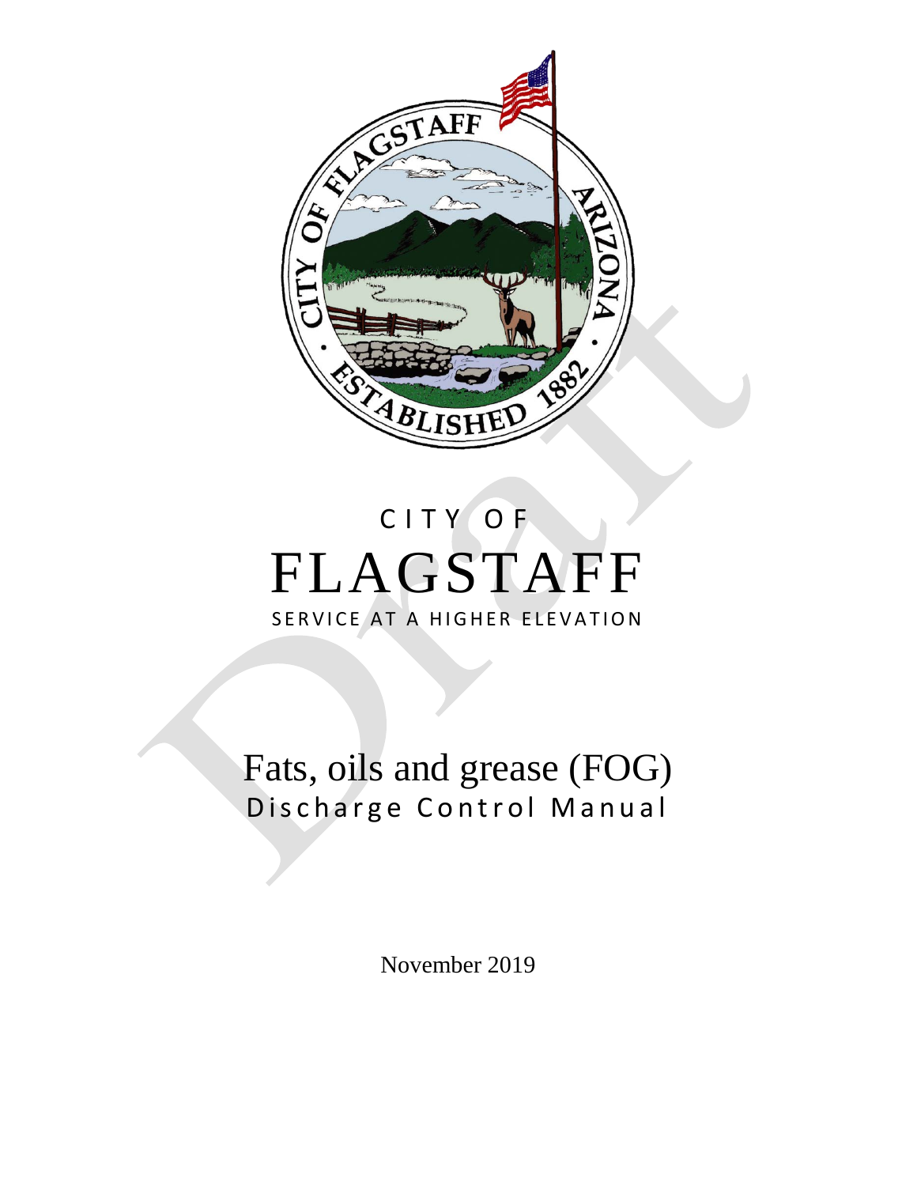CITY OF

# FLAGSTAFF

SERVICE AT A HIGHER ELEVATION

# Fats, oils and grease (FOG)

## Discharge Control Manual

November 2019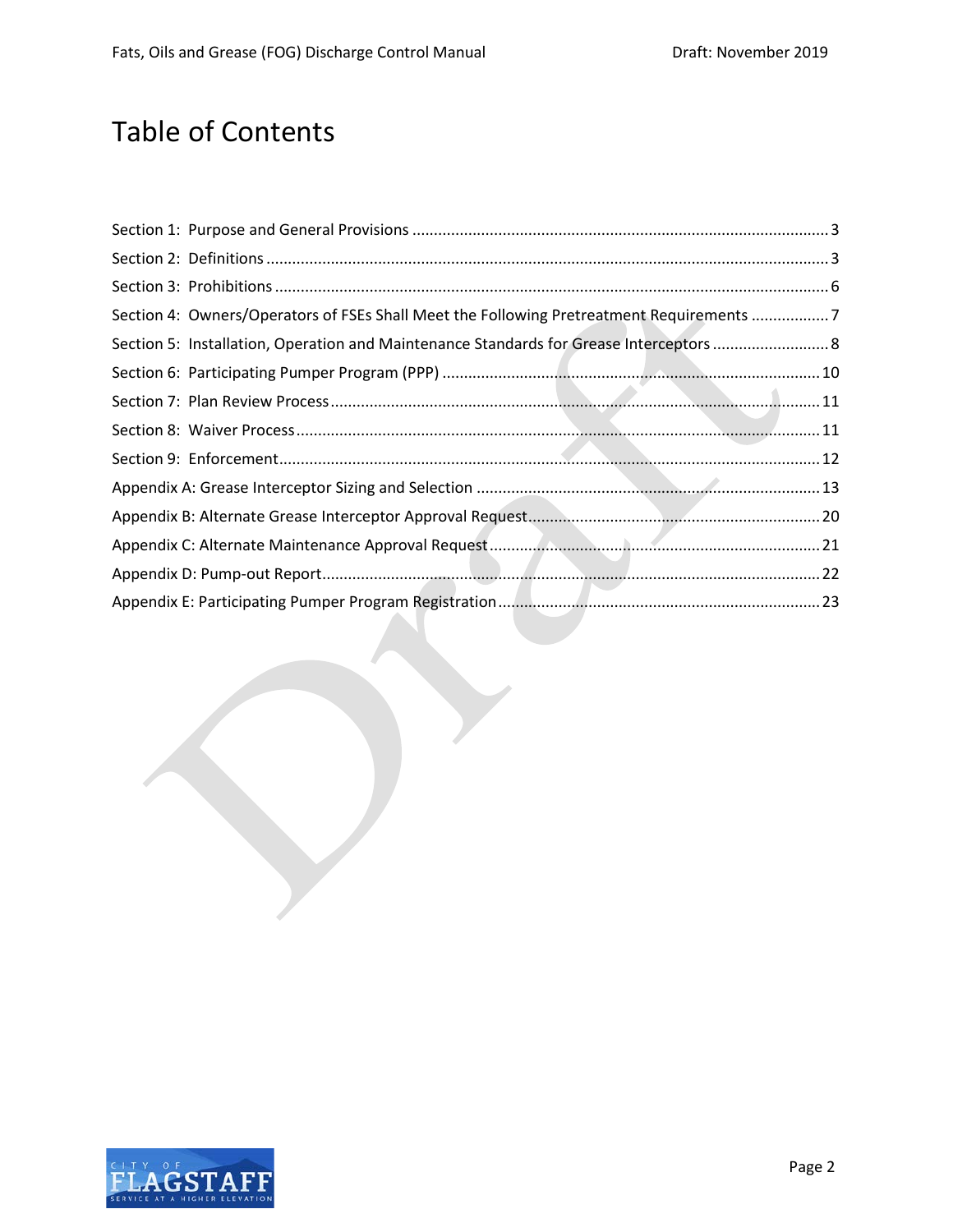# Table of Contents

Section 1: Purpose and General Provisions ........ 3
Section 2: Definitions ........ 3
Section 3: Prohibitions ........ 6
Section 4: Owners/Operators of FSEs Shall Meet the Following Pretreatment Requirements ........ 7
Section 5: Installation, Operation and Maintenance Standards for Grease Interceptors ........ 8
Section 6: Participating Pumper Program (PPP) ........ 10
Section 7: Plan Review Process ........ 11
Section 8: Waiver Process ........ 11
Section 9: Enforcement ........ 12
Appendix A: Grease Interceptor Sizing and Selection ........ 13
Appendix B: Alternate Grease Interceptor Approval Request ........ 20
Appendix C: Alternate Maintenance Approval Request ........ 21
Appendix D: Pump-out Report ........ 22
Appendix E: Participating Pumper Program Registration ........ 23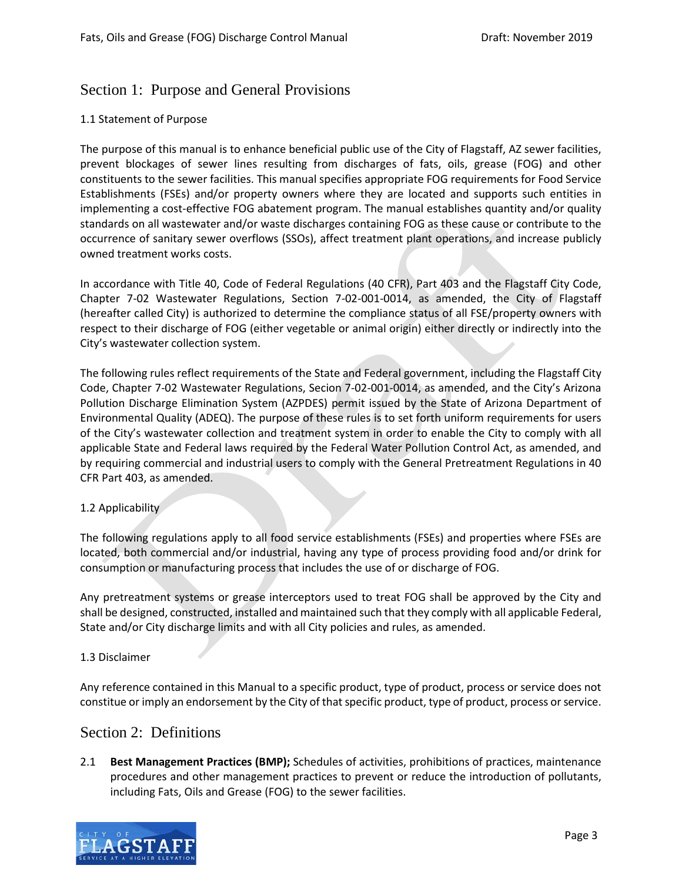## Section 1: Purpose and General Provisions

### 1.1 Statement of Purpose

The purpose of this manual is to enhance beneficial public use of the City of Flagstaff, AZ sewer facilities, prevent blockages of sewer lines resulting from discharges of fats, oils, grease (FOG) and other constituents to the sewer facilities. This manual specifies appropriate FOG requirements for Food Service Establishments (FSEs) and/or property owners where they are located and supports such entities in implementing a cost-effective FOG abatement program. The manual establishes quantity and/or quality standards on all wastewater and/or waste discharges containing FOG as these cause or contribute to the occurrence of sanitary sewer overflows (SSOs), affect treatment plant operations, and increase publicly owned treatment works costs.

In accordance with Title 40, Code of Federal Regulations (40 CFR), Part 403 and the Flagstaff City Code, Chapter 7-02 Wastewater Regulations, Section 7-02-001-0014, as amended, the City of Flagstaff (hereafter called City) is authorized to determine the compliance status of all FSE/property owners with respect to their discharge of FOG (either vegetable or animal origin) either directly or indirectly into the City's wastewater collection system.

The following rules reflect requirements of the State and Federal government, including the Flagstaff City Code, Chapter 7-02 Wastewater Regulations, Secion 7-02-001-0014, as amended, and the City's Arizona Pollution Discharge Elimination System (AZPDES) permit issued by the State of Arizona Department of Environmental Quality (ADEQ). The purpose of these rules is to set forth uniform requirements for users of the City's wastewater collection and treatment system in order to enable the City to comply with all applicable State and Federal laws required by the Federal Water Pollution Control Act, as amended, and by requiring commercial and industrial users to comply with the General Pretreatment Regulations in 40 CFR Part 403, as amended.

### 1.2 Applicability

The following regulations apply to all food service establishments (FSEs) and properties where FSEs are located, both commercial and/or industrial, having any type of process providing food and/or drink for consumption or manufacturing process that includes the use of or discharge of FOG.

Any pretreatment systems or grease interceptors used to treat FOG shall be approved by the City and shall be designed, constructed, installed and maintained such that they comply with all applicable Federal, State and/or City discharge limits and with all City policies and rules, as amended.

### 1.3 Disclaimer

Any reference contained in this Manual to a specific product, type of product, process or service does not constitue or imply an endorsement by the City of that specific product, type of product, process or service.

## Section 2: Definitions

2.1 **Best Management Practices (BMP);** Schedules of activities, prohibitions of practices, maintenance procedures and other management practices to prevent or reduce the introduction of pollutants, including Fats, Oils and Grease (FOG) to the sewer facilities.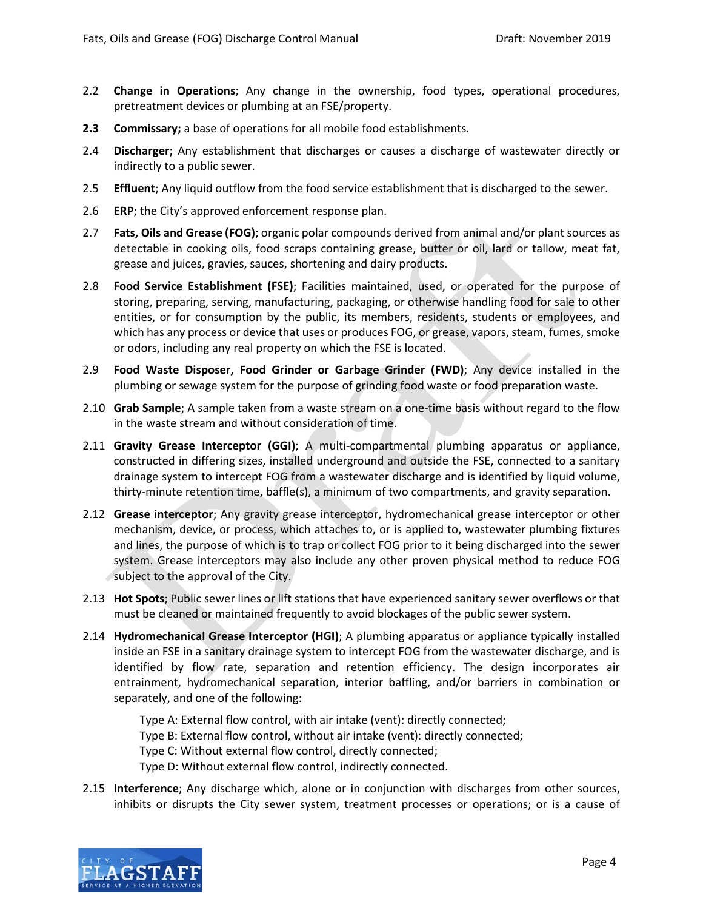2.2 **Change in Operations**; Any change in the ownership, food types, operational procedures, pretreatment devices or plumbing at an FSE/property.

**2.3** **Commissary;** a base of operations for all mobile food establishments.

2.4 **Discharger;** Any establishment that discharges or causes a discharge of wastewater directly or indirectly to a public sewer.

2.5 **Effluent**; Any liquid outflow from the food service establishment that is discharged to the sewer.

2.6 **ERP**; the City's approved enforcement response plan.

2.7 **Fats, Oils and Grease (FOG)**; organic polar compounds derived from animal and/or plant sources as detectable in cooking oils, food scraps containing grease, butter or oil, lard or tallow, meat fat, grease and juices, gravies, sauces, shortening and dairy products.

2.8 **Food Service Establishment (FSE)**; Facilities maintained, used, or operated for the purpose of storing, preparing, serving, manufacturing, packaging, or otherwise handling food for sale to other entities, or for consumption by the public, its members, residents, students or employees, and which has any process or device that uses or produces FOG, or grease, vapors, steam, fumes, smoke or odors, including any real property on which the FSE is located.

2.9 **Food Waste Disposer, Food Grinder or Garbage Grinder (FWD)**; Any device installed in the plumbing or sewage system for the purpose of grinding food waste or food preparation waste.

2.10 **Grab Sample**; A sample taken from a waste stream on a one-time basis without regard to the flow in the waste stream and without consideration of time.

2.11 **Gravity Grease Interceptor (GGI)**; A multi-compartmental plumbing apparatus or appliance, constructed in differing sizes, installed underground and outside the FSE, connected to a sanitary drainage system to intercept FOG from a wastewater discharge and is identified by liquid volume, thirty-minute retention time, baffle(s), a minimum of two compartments, and gravity separation.

2.12 **Grease interceptor**; Any gravity grease interceptor, hydromechanical grease interceptor or other mechanism, device, or process, which attaches to, or is applied to, wastewater plumbing fixtures and lines, the purpose of which is to trap or collect FOG prior to it being discharged into the sewer system. Grease interceptors may also include any other proven physical method to reduce FOG subject to the approval of the City.

2.13 **Hot Spots**; Public sewer lines or lift stations that have experienced sanitary sewer overflows or that must be cleaned or maintained frequently to avoid blockages of the public sewer system.

2.14 **Hydromechanical Grease Interceptor (HGI)**; A plumbing apparatus or appliance typically installed inside an FSE in a sanitary drainage system to intercept FOG from the wastewater discharge, and is identified by flow rate, separation and retention efficiency. The design incorporates air entrainment, hydromechanical separation, interior baffling, and/or barriers in combination or separately, and one of the following:

Type A: External flow control, with air intake (vent): directly connected;
Type B: External flow control, without air intake (vent): directly connected;
Type C: Without external flow control, directly connected;
Type D: Without external flow control, indirectly connected.

2.15 **Interference**; Any discharge which, alone or in conjunction with discharges from other sources, inhibits or disrupts the City sewer system, treatment processes or operations; or is a cause of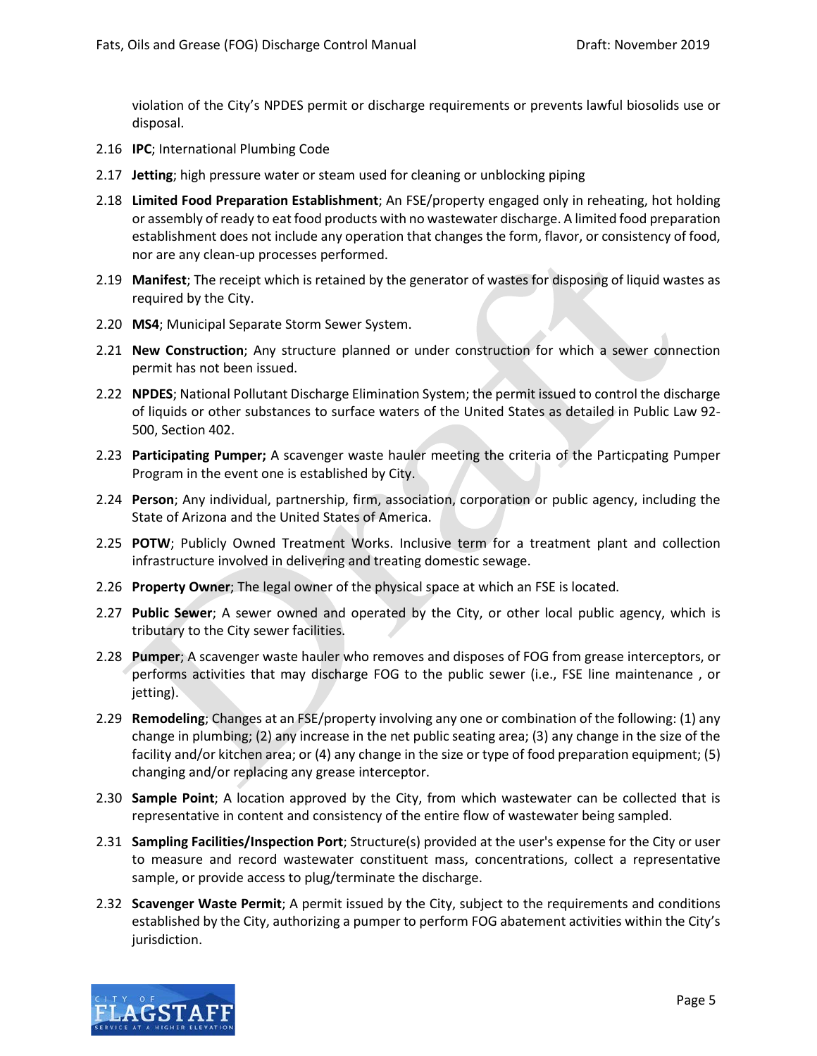violation of the City's NPDES permit or discharge requirements or prevents lawful biosolids use or disposal.

2.16 **IPC**; International Plumbing Code

2.17 **Jetting**; high pressure water or steam used for cleaning or unblocking piping

2.18 **Limited Food Preparation Establishment**; An FSE/property engaged only in reheating, hot holding or assembly of ready to eat food products with no wastewater discharge. A limited food preparation establishment does not include any operation that changes the form, flavor, or consistency of food, nor are any clean-up processes performed.

2.19 **Manifest**; The receipt which is retained by the generator of wastes for disposing of liquid wastes as required by the City.

2.20 **MS4**; Municipal Separate Storm Sewer System.

2.21 **New Construction**; Any structure planned or under construction for which a sewer connection permit has not been issued.

2.22 **NPDES**; National Pollutant Discharge Elimination System; the permit issued to control the discharge of liquids or other substances to surface waters of the United States as detailed in Public Law 92-500, Section 402.

2.23 **Participating Pumper;** A scavenger waste hauler meeting the criteria of the Particpating Pumper Program in the event one is established by City.

2.24 **Person**; Any individual, partnership, firm, association, corporation or public agency, including the State of Arizona and the United States of America.

2.25 **POTW**; Publicly Owned Treatment Works. Inclusive term for a treatment plant and collection infrastructure involved in delivering and treating domestic sewage.

2.26 **Property Owner**; The legal owner of the physical space at which an FSE is located.

2.27 **Public Sewer**; A sewer owned and operated by the City, or other local public agency, which is tributary to the City sewer facilities.

2.28 **Pumper**; A scavenger waste hauler who removes and disposes of FOG from grease interceptors, or performs activities that may discharge FOG to the public sewer (i.e., FSE line maintenance , or jetting).

2.29 **Remodeling**; Changes at an FSE/property involving any one or combination of the following: (1) any change in plumbing; (2) any increase in the net public seating area; (3) any change in the size of the facility and/or kitchen area; or (4) any change in the size or type of food preparation equipment; (5) changing and/or replacing any grease interceptor.

2.30 **Sample Point**; A location approved by the City, from which wastewater can be collected that is representative in content and consistency of the entire flow of wastewater being sampled.

2.31 **Sampling Facilities/Inspection Port**; Structure(s) provided at the user's expense for the City or user to measure and record wastewater constituent mass, concentrations, collect a representative sample, or provide access to plug/terminate the discharge.

2.32 **Scavenger Waste Permit**; A permit issued by the City, subject to the requirements and conditions established by the City, authorizing a pumper to perform FOG abatement activities within the City's jurisdiction.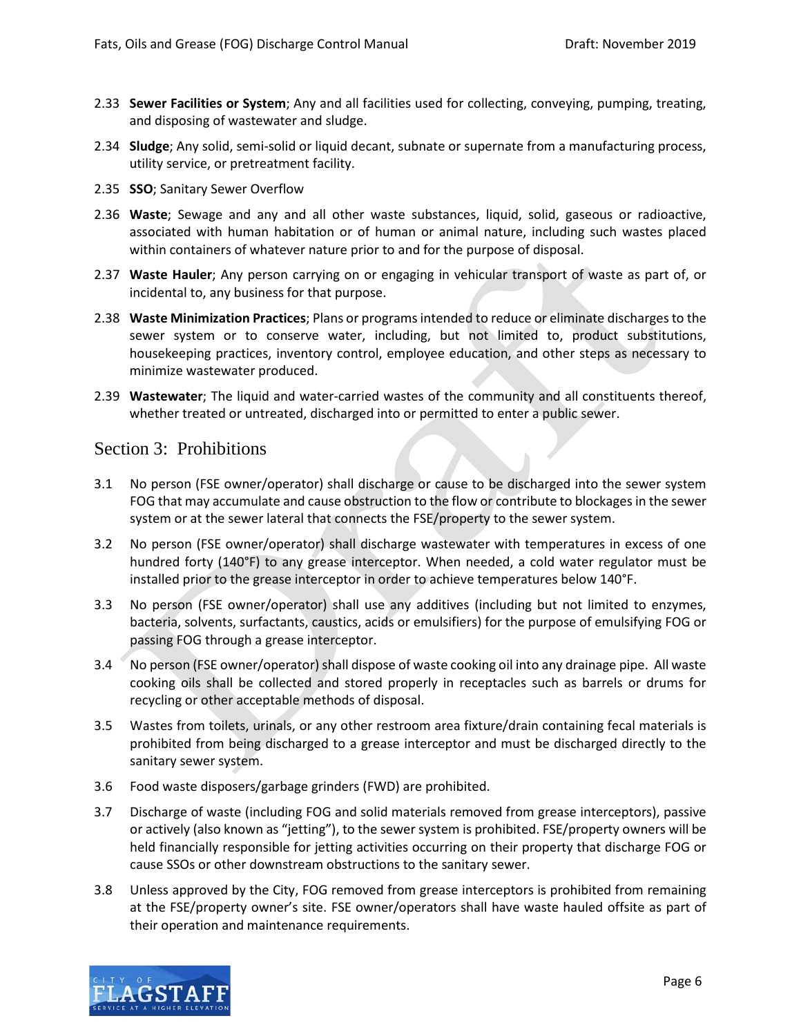2.33 **Sewer Facilities or System**; Any and all facilities used for collecting, conveying, pumping, treating, and disposing of wastewater and sludge.

2.34 **Sludge**; Any solid, semi-solid or liquid decant, subnate or supernate from a manufacturing process, utility service, or pretreatment facility.

2.35 **SSO**; Sanitary Sewer Overflow

2.36 **Waste**; Sewage and any and all other waste substances, liquid, solid, gaseous or radioactive, associated with human habitation or of human or animal nature, including such wastes placed within containers of whatever nature prior to and for the purpose of disposal.

2.37 **Waste Hauler**; Any person carrying on or engaging in vehicular transport of waste as part of, or incidental to, any business for that purpose.

2.38 **Waste Minimization Practices**; Plans or programs intended to reduce or eliminate discharges to the sewer system or to conserve water, including, but not limited to, product substitutions, housekeeping practices, inventory control, employee education, and other steps as necessary to minimize wastewater produced.

2.39 **Wastewater**; The liquid and water-carried wastes of the community and all constituents thereof, whether treated or untreated, discharged into or permitted to enter a public sewer.

## Section 3: Prohibitions

3.1 No person (FSE owner/operator) shall discharge or cause to be discharged into the sewer system FOG that may accumulate and cause obstruction to the flow or contribute to blockages in the sewer system or at the sewer lateral that connects the FSE/property to the sewer system.

3.2 No person (FSE owner/operator) shall discharge wastewater with temperatures in excess of one hundred forty (140°F) to any grease interceptor. When needed, a cold water regulator must be installed prior to the grease interceptor in order to achieve temperatures below 140°F.

3.3 No person (FSE owner/operator) shall use any additives (including but not limited to enzymes, bacteria, solvents, surfactants, caustics, acids or emulsifiers) for the purpose of emulsifying FOG or passing FOG through a grease interceptor.

3.4 No person (FSE owner/operator) shall dispose of waste cooking oil into any drainage pipe. All waste cooking oils shall be collected and stored properly in receptacles such as barrels or drums for recycling or other acceptable methods of disposal.

3.5 Wastes from toilets, urinals, or any other restroom area fixture/drain containing fecal materials is prohibited from being discharged to a grease interceptor and must be discharged directly to the sanitary sewer system.

3.6 Food waste disposers/garbage grinders (FWD) are prohibited.

3.7 Discharge of waste (including FOG and solid materials removed from grease interceptors), passive or actively (also known as "jetting"), to the sewer system is prohibited. FSE/property owners will be held financially responsible for jetting activities occurring on their property that discharge FOG or cause SSOs or other downstream obstructions to the sanitary sewer.

3.8 Unless approved by the City, FOG removed from grease interceptors is prohibited from remaining at the FSE/property owner's site. FSE owner/operators shall have waste hauled offsite as part of their operation and maintenance requirements.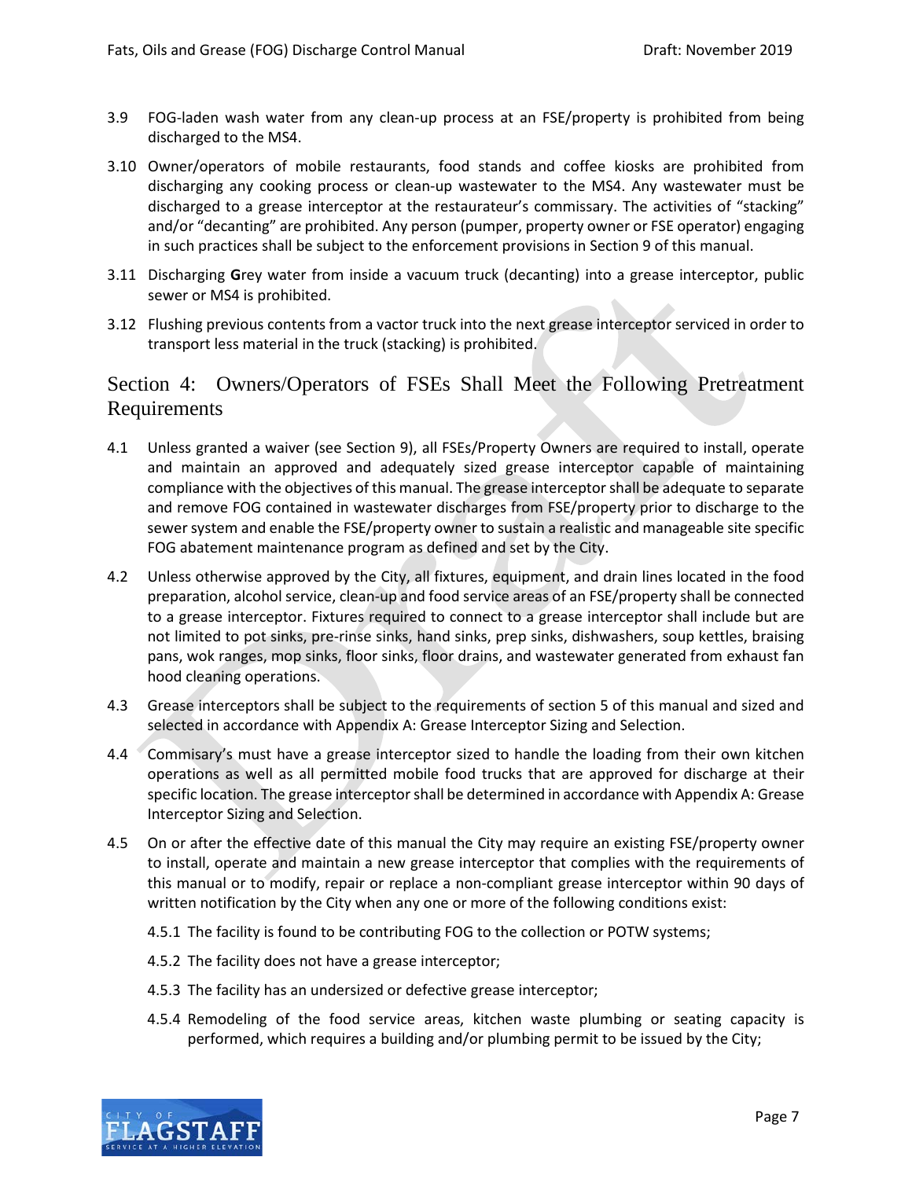3.9 FOG-laden wash water from any clean-up process at an FSE/property is prohibited from being discharged to the MS4.

3.10 Owner/operators of mobile restaurants, food stands and coffee kiosks are prohibited from discharging any cooking process or clean-up wastewater to the MS4. Any wastewater must be discharged to a grease interceptor at the restaurateur's commissary. The activities of "stacking" and/or "decanting" are prohibited. Any person (pumper, property owner or FSE operator) engaging in such practices shall be subject to the enforcement provisions in Section 9 of this manual.

3.11 Discharging **G**rey water from inside a vacuum truck (decanting) into a grease interceptor, public sewer or MS4 is prohibited.

3.12 Flushing previous contents from a vactor truck into the next grease interceptor serviced in order to transport less material in the truck (stacking) is prohibited.

## Section 4: Owners/Operators of FSEs Shall Meet the Following Pretreatment Requirements

4.1 Unless granted a waiver (see Section 9), all FSEs/Property Owners are required to install, operate and maintain an approved and adequately sized grease interceptor capable of maintaining compliance with the objectives of this manual. The grease interceptor shall be adequate to separate and remove FOG contained in wastewater discharges from FSE/property prior to discharge to the sewer system and enable the FSE/property owner to sustain a realistic and manageable site specific FOG abatement maintenance program as defined and set by the City.

4.2 Unless otherwise approved by the City, all fixtures, equipment, and drain lines located in the food preparation, alcohol service, clean-up and food service areas of an FSE/property shall be connected to a grease interceptor. Fixtures required to connect to a grease interceptor shall include but are not limited to pot sinks, pre-rinse sinks, hand sinks, prep sinks, dishwashers, soup kettles, braising pans, wok ranges, mop sinks, floor sinks, floor drains, and wastewater generated from exhaust fan hood cleaning operations.

4.3 Grease interceptors shall be subject to the requirements of section 5 of this manual and sized and selected in accordance with Appendix A: Grease Interceptor Sizing and Selection.

4.4 Commisary's must have a grease interceptor sized to handle the loading from their own kitchen operations as well as all permitted mobile food trucks that are approved for discharge at their specific location. The grease interceptor shall be determined in accordance with Appendix A: Grease Interceptor Sizing and Selection.

4.5 On or after the effective date of this manual the City may require an existing FSE/property owner to install, operate and maintain a new grease interceptor that complies with the requirements of this manual or to modify, repair or replace a non-compliant grease interceptor within 90 days of written notification by the City when any one or more of the following conditions exist:

4.5.1 The facility is found to be contributing FOG to the collection or POTW systems;

4.5.2 The facility does not have a grease interceptor;

4.5.3 The facility has an undersized or defective grease interceptor;

4.5.4 Remodeling of the food service areas, kitchen waste plumbing or seating capacity is performed, which requires a building and/or plumbing permit to be issued by the City;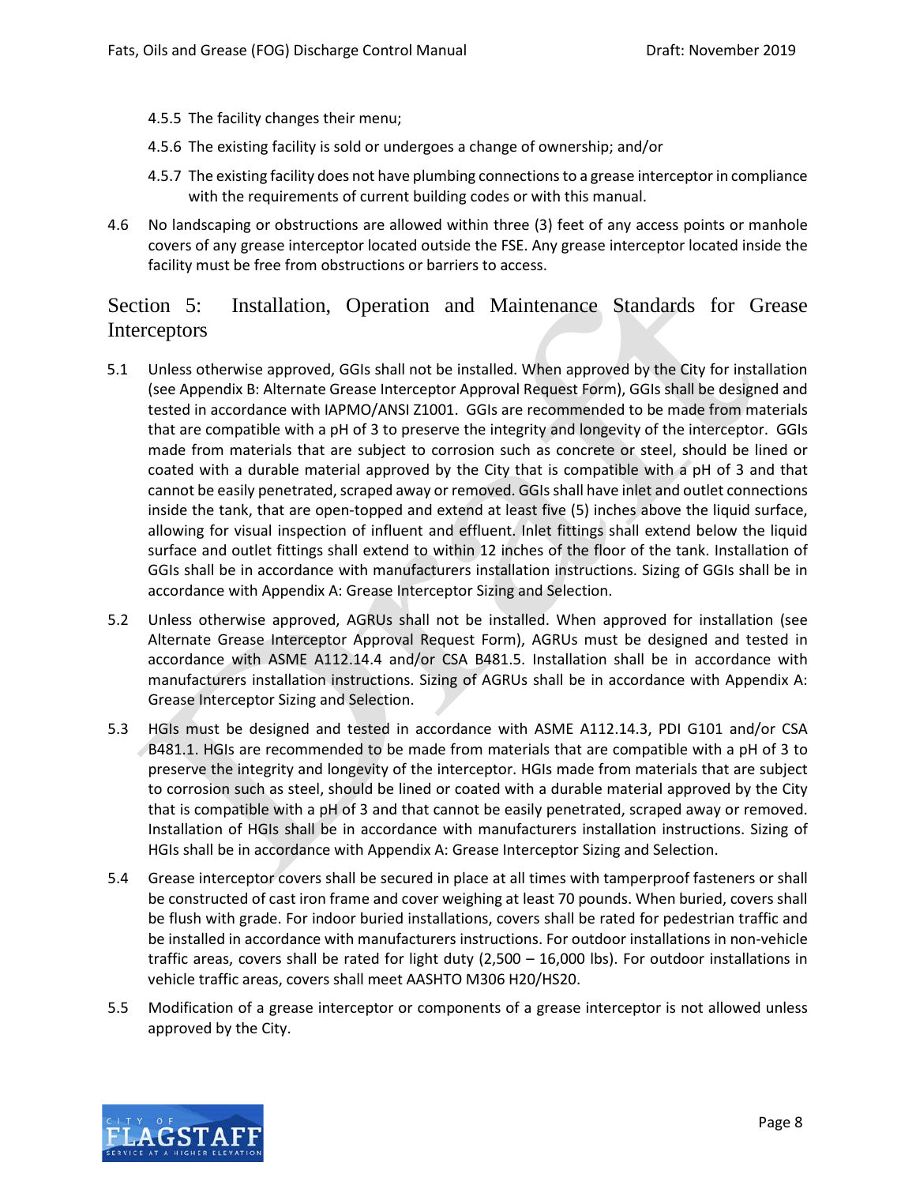4.5.5 The facility changes their menu;

4.5.6 The existing facility is sold or undergoes a change of ownership; and/or

4.5.7 The existing facility does not have plumbing connections to a grease interceptor in compliance with the requirements of current building codes or with this manual.

4.6 No landscaping or obstructions are allowed within three (3) feet of any access points or manhole covers of any grease interceptor located outside the FSE. Any grease interceptor located inside the facility must be free from obstructions or barriers to access.

## Section 5: Installation, Operation and Maintenance Standards for Grease Interceptors

5.1 Unless otherwise approved, GGIs shall not be installed. When approved by the City for installation (see Appendix B: Alternate Grease Interceptor Approval Request Form), GGIs shall be designed and tested in accordance with IAPMO/ANSI Z1001. GGIs are recommended to be made from materials that are compatible with a pH of 3 to preserve the integrity and longevity of the interceptor. GGIs made from materials that are subject to corrosion such as concrete or steel, should be lined or coated with a durable material approved by the City that is compatible with a pH of 3 and that cannot be easily penetrated, scraped away or removed. GGIs shall have inlet and outlet connections inside the tank, that are open-topped and extend at least five (5) inches above the liquid surface, allowing for visual inspection of influent and effluent. Inlet fittings shall extend below the liquid surface and outlet fittings shall extend to within 12 inches of the floor of the tank. Installation of GGIs shall be in accordance with manufacturers installation instructions. Sizing of GGIs shall be in accordance with Appendix A: Grease Interceptor Sizing and Selection.

5.2 Unless otherwise approved, AGRUs shall not be installed. When approved for installation (see Alternate Grease Interceptor Approval Request Form), AGRUs must be designed and tested in accordance with ASME A112.14.4 and/or CSA B481.5. Installation shall be in accordance with manufacturers installation instructions. Sizing of AGRUs shall be in accordance with Appendix A: Grease Interceptor Sizing and Selection.

5.3 HGIs must be designed and tested in accordance with ASME A112.14.3, PDI G101 and/or CSA B481.1. HGIs are recommended to be made from materials that are compatible with a pH of 3 to preserve the integrity and longevity of the interceptor. HGIs made from materials that are subject to corrosion such as steel, should be lined or coated with a durable material approved by the City that is compatible with a pH of 3 and that cannot be easily penetrated, scraped away or removed. Installation of HGIs shall be in accordance with manufacturers installation instructions. Sizing of HGIs shall be in accordance with Appendix A: Grease Interceptor Sizing and Selection.

5.4 Grease interceptor covers shall be secured in place at all times with tamperproof fasteners or shall be constructed of cast iron frame and cover weighing at least 70 pounds. When buried, covers shall be flush with grade. For indoor buried installations, covers shall be rated for pedestrian traffic and be installed in accordance with manufacturers instructions. For outdoor installations in non-vehicle traffic areas, covers shall be rated for light duty (2,500 – 16,000 lbs). For outdoor installations in vehicle traffic areas, covers shall meet AASHTO M306 H20/HS20.

5.5 Modification of a grease interceptor or components of a grease interceptor is not allowed unless approved by the City.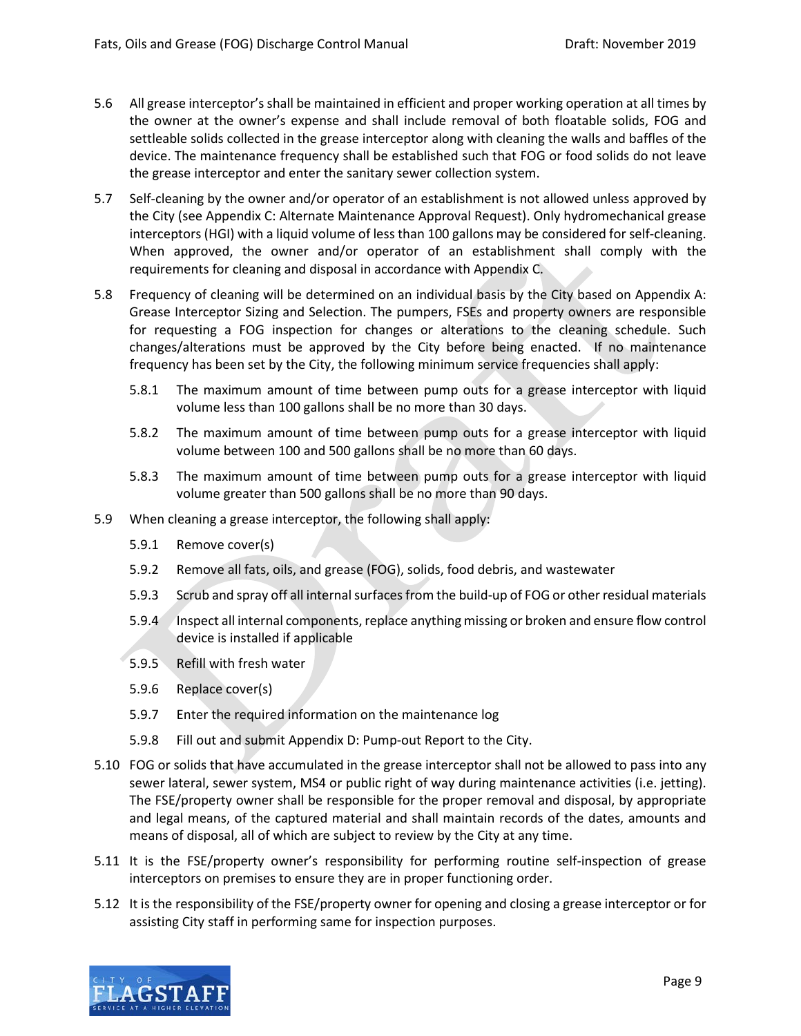5.6 All grease interceptor's shall be maintained in efficient and proper working operation at all times by the owner at the owner's expense and shall include removal of both floatable solids, FOG and settleable solids collected in the grease interceptor along with cleaning the walls and baffles of the device. The maintenance frequency shall be established such that FOG or food solids do not leave the grease interceptor and enter the sanitary sewer collection system.

5.7 Self-cleaning by the owner and/or operator of an establishment is not allowed unless approved by the City (see Appendix C: Alternate Maintenance Approval Request). Only hydromechanical grease interceptors (HGI) with a liquid volume of less than 100 gallons may be considered for self-cleaning. When approved, the owner and/or operator of an establishment shall comply with the requirements for cleaning and disposal in accordance with Appendix C.

5.8 Frequency of cleaning will be determined on an individual basis by the City based on Appendix A: Grease Interceptor Sizing and Selection. The pumpers, FSEs and property owners are responsible for requesting a FOG inspection for changes or alterations to the cleaning schedule. Such changes/alterations must be approved by the City before being enacted. If no maintenance frequency has been set by the City, the following minimum service frequencies shall apply:

- 5.8.1 The maximum amount of time between pump outs for a grease interceptor with liquid volume less than 100 gallons shall be no more than 30 days.
- 5.8.2 The maximum amount of time between pump outs for a grease interceptor with liquid volume between 100 and 500 gallons shall be no more than 60 days.
- 5.8.3 The maximum amount of time between pump outs for a grease interceptor with liquid volume greater than 500 gallons shall be no more than 90 days.

5.9 When cleaning a grease interceptor, the following shall apply:

- 5.9.1 Remove cover(s)
- 5.9.2 Remove all fats, oils, and grease (FOG), solids, food debris, and wastewater
- 5.9.3 Scrub and spray off all internal surfaces from the build-up of FOG or other residual materials
- 5.9.4 Inspect all internal components, replace anything missing or broken and ensure flow control device is installed if applicable
- 5.9.5 Refill with fresh water
- 5.9.6 Replace cover(s)
- 5.9.7 Enter the required information on the maintenance log
- 5.9.8 Fill out and submit Appendix D: Pump-out Report to the City.

5.10 FOG or solids that have accumulated in the grease interceptor shall not be allowed to pass into any sewer lateral, sewer system, MS4 or public right of way during maintenance activities (i.e. jetting). The FSE/property owner shall be responsible for the proper removal and disposal, by appropriate and legal means, of the captured material and shall maintain records of the dates, amounts and means of disposal, all of which are subject to review by the City at any time.

5.11 It is the FSE/property owner's responsibility for performing routine self-inspection of grease interceptors on premises to ensure they are in proper functioning order.

5.12 It is the responsibility of the FSE/property owner for opening and closing a grease interceptor or for assisting City staff in performing same for inspection purposes.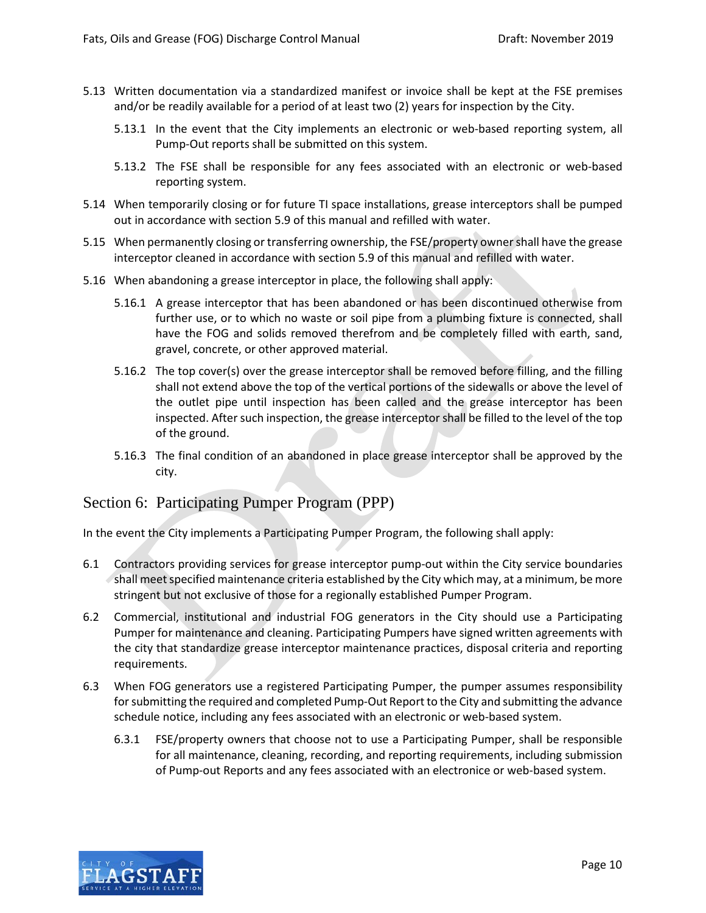5.13 Written documentation via a standardized manifest or invoice shall be kept at the FSE premises and/or be readily available for a period of at least two (2) years for inspection by the City.

5.13.1 In the event that the City implements an electronic or web-based reporting system, all Pump-Out reports shall be submitted on this system.

5.13.2 The FSE shall be responsible for any fees associated with an electronic or web-based reporting system.

5.14 When temporarily closing or for future TI space installations, grease interceptors shall be pumped out in accordance with section 5.9 of this manual and refilled with water.

5.15 When permanently closing or transferring ownership, the FSE/property owner shall have the grease interceptor cleaned in accordance with section 5.9 of this manual and refilled with water.

5.16 When abandoning a grease interceptor in place, the following shall apply:

5.16.1 A grease interceptor that has been abandoned or has been discontinued otherwise from further use, or to which no waste or soil pipe from a plumbing fixture is connected, shall have the FOG and solids removed therefrom and be completely filled with earth, sand, gravel, concrete, or other approved material.

5.16.2 The top cover(s) over the grease interceptor shall be removed before filling, and the filling shall not extend above the top of the vertical portions of the sidewalls or above the level of the outlet pipe until inspection has been called and the grease interceptor has been inspected. After such inspection, the grease interceptor shall be filled to the level of the top of the ground.

5.16.3 The final condition of an abandoned in place grease interceptor shall be approved by the city.

## Section 6: Participating Pumper Program (PPP)

In the event the City implements a Participating Pumper Program, the following shall apply:

6.1 Contractors providing services for grease interceptor pump-out within the City service boundaries shall meet specified maintenance criteria established by the City which may, at a minimum, be more stringent but not exclusive of those for a regionally established Pumper Program.

6.2 Commercial, institutional and industrial FOG generators in the City should use a Participating Pumper for maintenance and cleaning. Participating Pumpers have signed written agreements with the city that standardize grease interceptor maintenance practices, disposal criteria and reporting requirements.

6.3 When FOG generators use a registered Participating Pumper, the pumper assumes responsibility for submitting the required and completed Pump-Out Report to the City and submitting the advance schedule notice, including any fees associated with an electronic or web-based system.

6.3.1 FSE/property owners that choose not to use a Participating Pumper, shall be responsible for all maintenance, cleaning, recording, and reporting requirements, including submission of Pump-out Reports and any fees associated with an electronice or web-based system.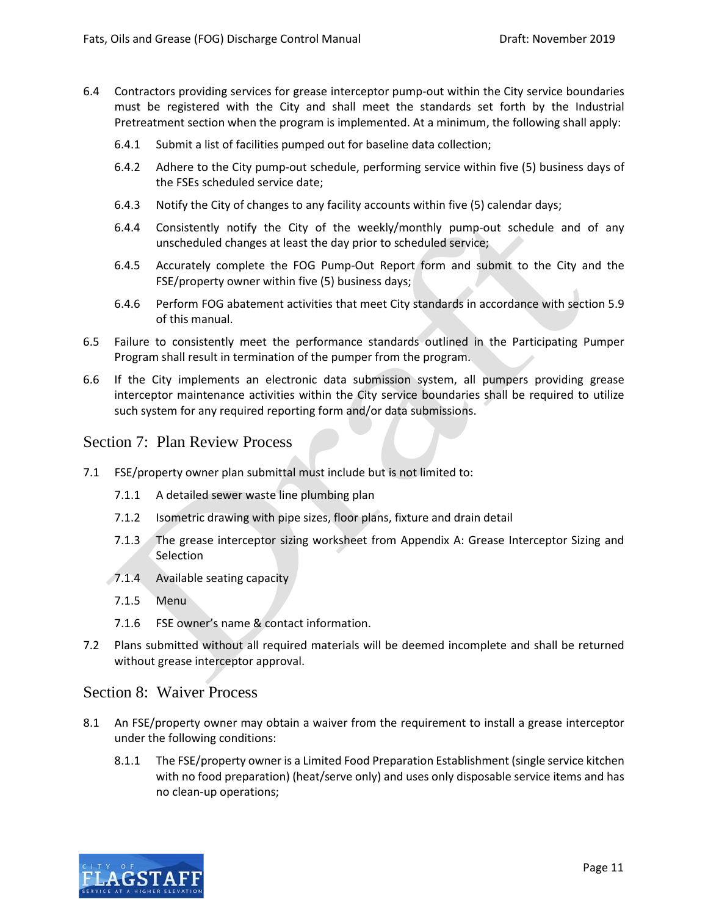6.4 Contractors providing services for grease interceptor pump-out within the City service boundaries must be registered with the City and shall meet the standards set forth by the Industrial Pretreatment section when the program is implemented. At a minimum, the following shall apply:

6.4.1 Submit a list of facilities pumped out for baseline data collection;

6.4.2 Adhere to the City pump-out schedule, performing service within five (5) business days of the FSEs scheduled service date;

6.4.3 Notify the City of changes to any facility accounts within five (5) calendar days;

6.4.4 Consistently notify the City of the weekly/monthly pump-out schedule and of any unscheduled changes at least the day prior to scheduled service;

6.4.5 Accurately complete the FOG Pump-Out Report form and submit to the City and the FSE/property owner within five (5) business days;

6.4.6 Perform FOG abatement activities that meet City standards in accordance with section 5.9 of this manual.

6.5 Failure to consistently meet the performance standards outlined in the Participating Pumper Program shall result in termination of the pumper from the program.

6.6 If the City implements an electronic data submission system, all pumpers providing grease interceptor maintenance activities within the City service boundaries shall be required to utilize such system for any required reporting form and/or data submissions.

## Section 7: Plan Review Process

7.1 FSE/property owner plan submittal must include but is not limited to:

7.1.1 A detailed sewer waste line plumbing plan

7.1.2 Isometric drawing with pipe sizes, floor plans, fixture and drain detail

7.1.3 The grease interceptor sizing worksheet from Appendix A: Grease Interceptor Sizing and Selection

7.1.4 Available seating capacity

7.1.5 Menu

7.1.6 FSE owner's name & contact information.

7.2 Plans submitted without all required materials will be deemed incomplete and shall be returned without grease interceptor approval.

## Section 8: Waiver Process

8.1 An FSE/property owner may obtain a waiver from the requirement to install a grease interceptor under the following conditions:

8.1.1 The FSE/property owner is a Limited Food Preparation Establishment (single service kitchen with no food preparation) (heat/serve only) and uses only disposable service items and has no clean-up operations;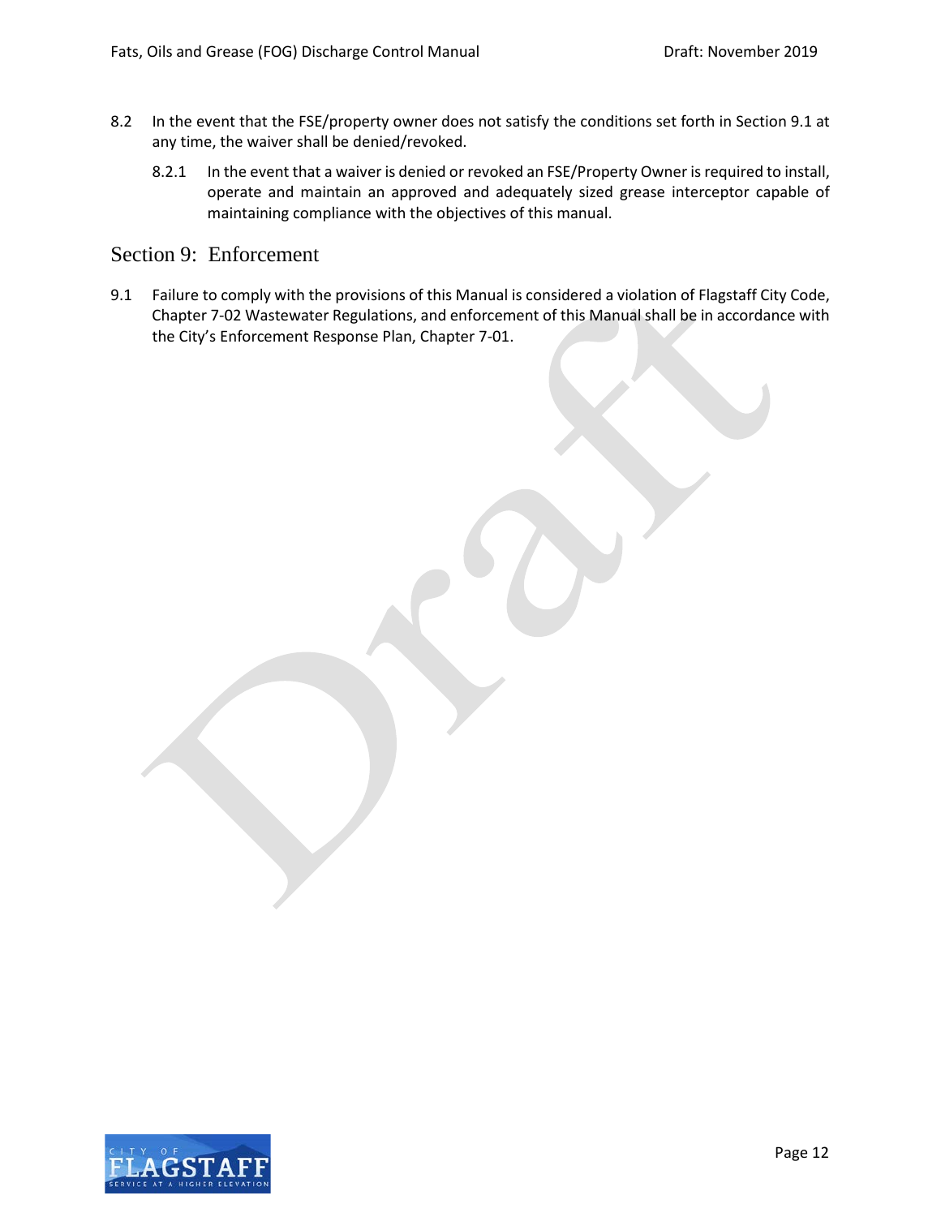8.2 In the event that the FSE/property owner does not satisfy the conditions set forth in Section 9.1 at any time, the waiver shall be denied/revoked.

8.2.1 In the event that a waiver is denied or revoked an FSE/Property Owner is required to install, operate and maintain an approved and adequately sized grease interceptor capable of maintaining compliance with the objectives of this manual.

## Section 9: Enforcement

9.1 Failure to comply with the provisions of this Manual is considered a violation of Flagstaff City Code, Chapter 7-02 Wastewater Regulations, and enforcement of this Manual shall be in accordance with the City's Enforcement Response Plan, Chapter 7-01.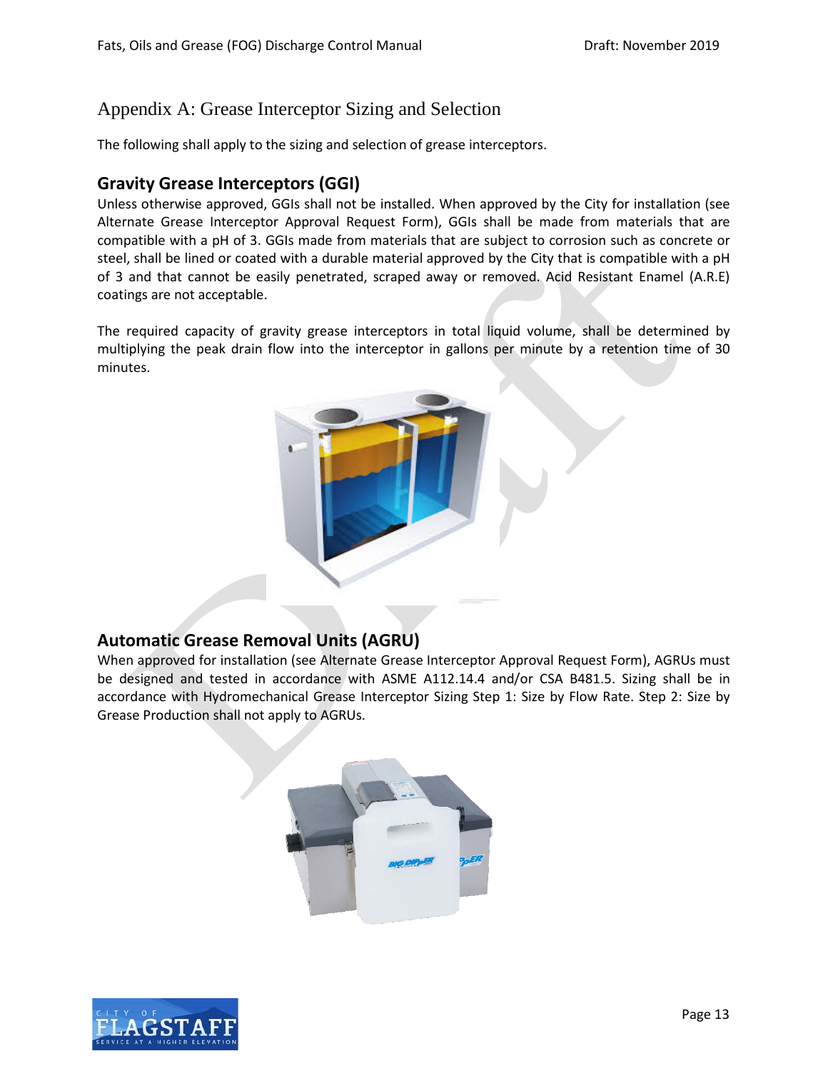# Appendix A: Grease Interceptor Sizing and Selection

The following shall apply to the sizing and selection of grease interceptors.

## Gravity Grease Interceptors (GGI)

Unless otherwise approved, GGIs shall not be installed. When approved by the City for installation (see Alternate Grease Interceptor Approval Request Form), GGIs shall be made from materials that are compatible with a pH of 3. GGIs made from materials that are subject to corrosion such as concrete or steel, shall be lined or coated with a durable material approved by the City that is compatible with a pH of 3 and that cannot be easily penetrated, scraped away or removed. Acid Resistant Enamel (A.R.E) coatings are not acceptable.

The required capacity of gravity grease interceptors in total liquid volume, shall be determined by multiplying the peak drain flow into the interceptor in gallons per minute by a retention time of 30 minutes.

## Automatic Grease Removal Units (AGRU)

When approved for installation (see Alternate Grease Interceptor Approval Request Form), AGRUs must be designed and tested in accordance with ASME A112.14.4 and/or CSA B481.5. Sizing shall be in accordance with Hydromechanical Grease Interceptor Sizing Step 1: Size by Flow Rate. Step 2: Size by Grease Production shall not apply to AGRUs.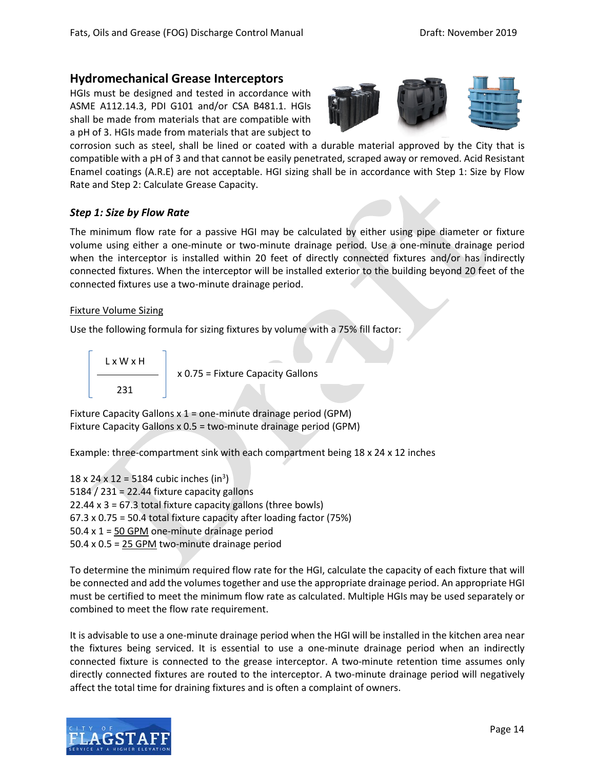## Hydromechanical Grease Interceptors

HGIs must be designed and tested in accordance with ASME A112.14.3, PDI G101 and/or CSA B481.1. HGIs shall be made from materials that are compatible with a pH of 3. HGIs made from materials that are subject to corrosion such as steel, shall be lined or coated with a durable material approved by the City that is compatible with a pH of 3 and that cannot be easily penetrated, scraped away or removed. Acid Resistant Enamel coatings (A.R.E) are not acceptable. HGI sizing shall be in accordance with Step 1: Size by Flow Rate and Step 2: Calculate Grease Capacity.

### *Step 1: Size by Flow Rate*

The minimum flow rate for a passive HGI may be calculated by either using pipe diameter or fixture volume using either a one-minute or two-minute drainage period. Use a one-minute drainage period when the interceptor is installed within 20 feet of directly connected fixtures and/or has indirectly connected fixtures. When the interceptor will be installed exterior to the building beyond 20 feet of the connected fixtures use a two-minute drainage period.

Fixture Volume Sizing

Use the following formula for sizing fixtures by volume with a 75% fill factor:

$$\left[\frac{L \times W \times H}{231}\right] \times 0.75 = \text{Fixture Capacity Gallons}$$

Fixture Capacity Gallons x 1 = one-minute drainage period (GPM)
Fixture Capacity Gallons x 0.5 = two-minute drainage period (GPM)

Example: three-compartment sink with each compartment being 18 x 24 x 12 inches

18 x 24 x 12 = 5184 cubic inches ($in^3$)
5184 / 231 = 22.44 fixture capacity gallons
22.44 x 3 = 67.3 total fixture capacity gallons (three bowls)
67.3 x 0.75 = 50.4 total fixture capacity after loading factor (75%)
50.4 x 1 = <u>50 GPM</u> one-minute drainage period
50.4 x 0.5 = <u>25 GPM</u> two-minute drainage period

To determine the minimum required flow rate for the HGI, calculate the capacity of each fixture that will be connected and add the volumes together and use the appropriate drainage period. An appropriate HGI must be certified to meet the minimum flow rate as calculated. Multiple HGIs may be used separately or combined to meet the flow rate requirement.

It is advisable to use a one-minute drainage period when the HGI will be installed in the kitchen area near the fixtures being serviced. It is essential to use a one-minute drainage period when an indirectly connected fixture is connected to the grease interceptor. A two-minute retention time assumes only directly connected fixtures are routed to the interceptor. A two-minute drainage period will negatively affect the total time for draining fixtures and is often a complaint of owners.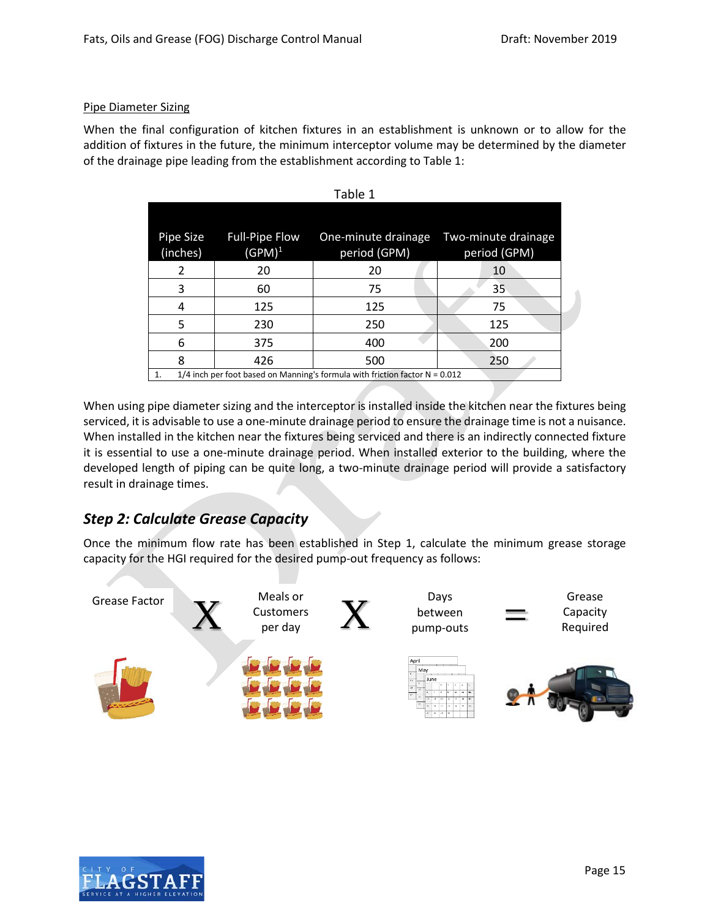Pipe Diameter Sizing

When the final configuration of kitchen fixtures in an establishment is unknown or to allow for the addition of fixtures in the future, the minimum interceptor volume may be determined by the diameter of the drainage pipe leading from the establishment according to Table 1:

Table 1

| Pipe Size (inches) | Full-Pipe Flow (GPM)[1] | One-minute drainage period (GPM) | Two-minute drainage period (GPM) |
|---|---|---|---|
| 2 | 20 | 20 | 10 |
| 3 | 60 | 75 | 35 |
| 4 | 125 | 125 | 75 |
| 5 | 230 | 250 | 125 |
| 6 | 375 | 400 | 200 |
| 8 | 426 | 500 | 250 |

1. 1/4 inch per foot based on Manning's formula with friction factor N = 0.012

When using pipe diameter sizing and the interceptor is installed inside the kitchen near the fixtures being serviced, it is advisable to use a one-minute drainage period to ensure the drainage time is not a nuisance. When installed in the kitchen near the fixtures being serviced and there is an indirectly connected fixture it is essential to use a one-minute drainage period. When installed exterior to the building, where the developed length of piping can be quite long, a two-minute drainage period will provide a satisfactory result in drainage times.

### *Step 2: Calculate Grease Capacity*

Once the minimum flow rate has been established in Step 1, calculate the minimum grease storage capacity for the HGI required for the desired pump-out frequency as follows:

Grease Factor X Meals or Customers per day X Days between pump-outs = Grease Capacity Required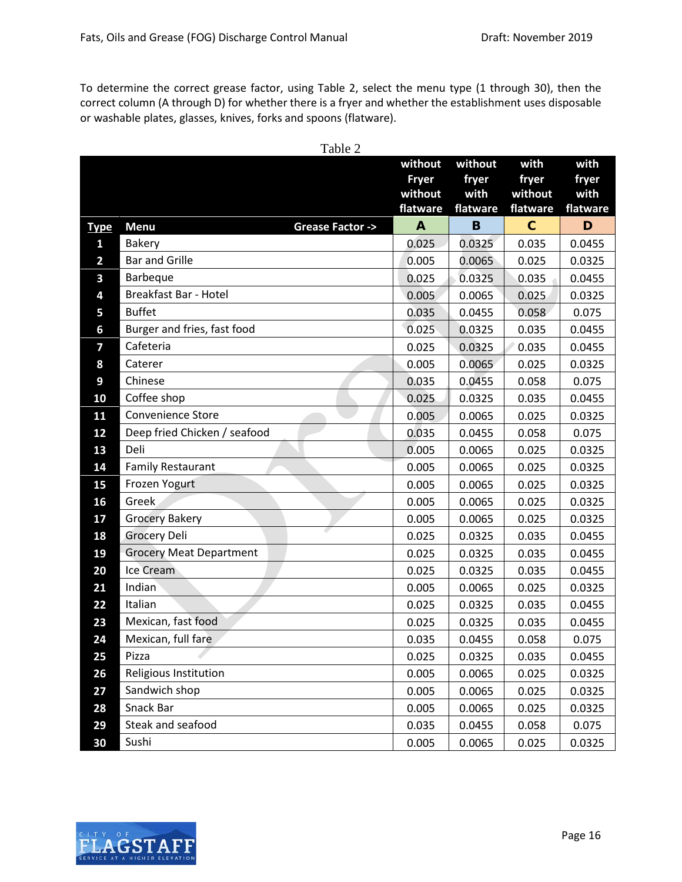To determine the correct grease factor, using Table 2, select the menu type (1 through 30), then the correct column (A through D) for whether there is a fryer and whether the establishment uses disposable or washable plates, glasses, knives, forks and spoons (flatware).

Table 2

| | | without Fryer without flatware | without fryer with flatware | with fryer without flatware | with fryer with flatware |
|---|---|---|---|---|---|
| **Type** | **Menu** &nbsp;&nbsp;&nbsp;&nbsp; **Grease Factor ->** | **A** | **B** | **C** | **D** |
| **1** | Bakery | 0.025 | 0.0325 | 0.035 | 0.0455 |
| **2** | Bar and Grille | 0.005 | 0.0065 | 0.025 | 0.0325 |
| **3** | Barbeque | 0.025 | 0.0325 | 0.035 | 0.0455 |
| **4** | Breakfast Bar - Hotel | 0.005 | 0.0065 | 0.025 | 0.0325 |
| **5** | Buffet | 0.035 | 0.0455 | 0.058 | 0.075 |
| **6** | Burger and fries, fast food | 0.025 | 0.0325 | 0.035 | 0.0455 |
| **7** | Cafeteria | 0.025 | 0.0325 | 0.035 | 0.0455 |
| **8** | Caterer | 0.005 | 0.0065 | 0.025 | 0.0325 |
| **9** | Chinese | 0.035 | 0.0455 | 0.058 | 0.075 |
| **10** | Coffee shop | 0.025 | 0.0325 | 0.035 | 0.0455 |
| **11** | Convenience Store | 0.005 | 0.0065 | 0.025 | 0.0325 |
| **12** | Deep fried Chicken / seafood | 0.035 | 0.0455 | 0.058 | 0.075 |
| **13** | Deli | 0.005 | 0.0065 | 0.025 | 0.0325 |
| **14** | Family Restaurant | 0.005 | 0.0065 | 0.025 | 0.0325 |
| **15** | Frozen Yogurt | 0.005 | 0.0065 | 0.025 | 0.0325 |
| **16** | Greek | 0.005 | 0.0065 | 0.025 | 0.0325 |
| **17** | Grocery Bakery | 0.005 | 0.0065 | 0.025 | 0.0325 |
| **18** | Grocery Deli | 0.025 | 0.0325 | 0.035 | 0.0455 |
| **19** | Grocery Meat Department | 0.025 | 0.0325 | 0.035 | 0.0455 |
| **20** | Ice Cream | 0.025 | 0.0325 | 0.035 | 0.0455 |
| **21** | Indian | 0.005 | 0.0065 | 0.025 | 0.0325 |
| **22** | Italian | 0.025 | 0.0325 | 0.035 | 0.0455 |
| **23** | Mexican, fast food | 0.025 | 0.0325 | 0.035 | 0.0455 |
| **24** | Mexican, full fare | 0.035 | 0.0455 | 0.058 | 0.075 |
| **25** | Pizza | 0.025 | 0.0325 | 0.035 | 0.0455 |
| **26** | Religious Institution | 0.005 | 0.0065 | 0.025 | 0.0325 |
| **27** | Sandwich shop | 0.005 | 0.0065 | 0.025 | 0.0325 |
| **28** | Snack Bar | 0.005 | 0.0065 | 0.025 | 0.0325 |
| **29** | Steak and seafood | 0.035 | 0.0455 | 0.058 | 0.075 |
| **30** | Sushi | 0.005 | 0.0065 | 0.025 | 0.0325 |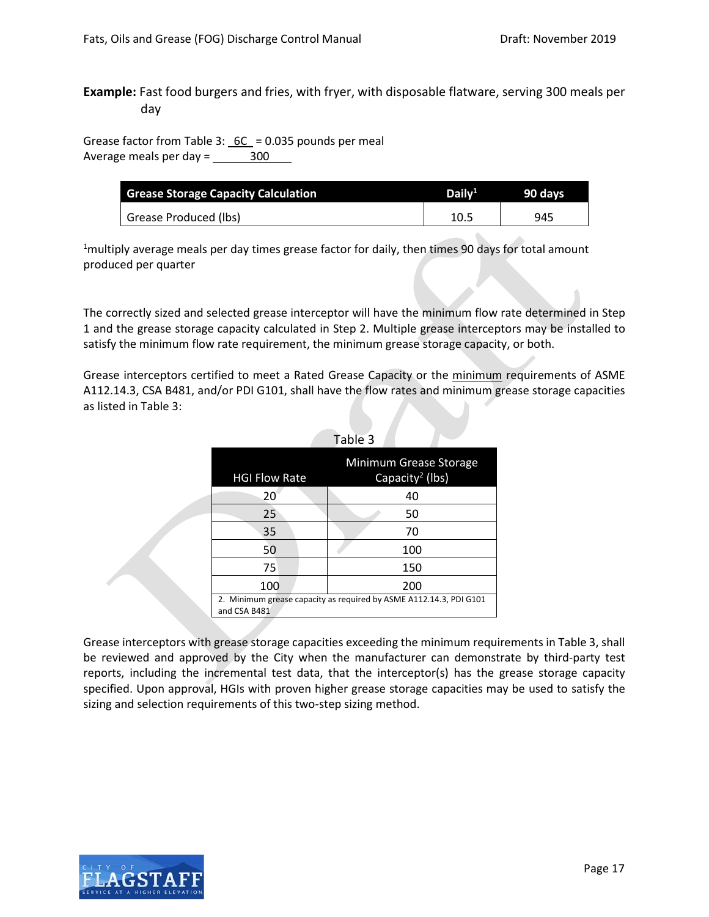**Example:** Fast food burgers and fries, with fryer, with disposable flatware, serving 300 meals per day

Grease factor from Table 3: 6C = 0.035 pounds per meal
Average meals per day = 300

| Grease Storage Capacity Calculation | Daily[1] | 90 days |
| --- | --- | --- |
| Grease Produced (lbs) | 10.5 | 945 |

[1]multiply average meals per day times grease factor for daily, then times 90 days for total amount produced per quarter

The correctly sized and selected grease interceptor will have the minimum flow rate determined in Step 1 and the grease storage capacity calculated in Step 2. Multiple grease interceptors may be installed to satisfy the minimum flow rate requirement, the minimum grease storage capacity, or both.

Grease interceptors certified to meet a Rated Grease Capacity or the minimum requirements of ASME A112.14.3, CSA B481, and/or PDI G101, shall have the flow rates and minimum grease storage capacities as listed in Table 3:

Table 3

| HGI Flow Rate | Minimum Grease Storage Capacity[2] (lbs) |
| --- | --- |
| 20 | 40 |
| 25 | 50 |
| 35 | 70 |
| 50 | 100 |
| 75 | 150 |
| 100 | 200 |

2. Minimum grease capacity as required by ASME A112.14.3, PDI G101 and CSA B481

Grease interceptors with grease storage capacities exceeding the minimum requirements in Table 3, shall be reviewed and approved by the City when the manufacturer can demonstrate by third-party test reports, including the incremental test data, that the interceptor(s) has the grease storage capacity specified. Upon approval, HGIs with proven higher grease storage capacities may be used to satisfy the sizing and selection requirements of this two-step sizing method.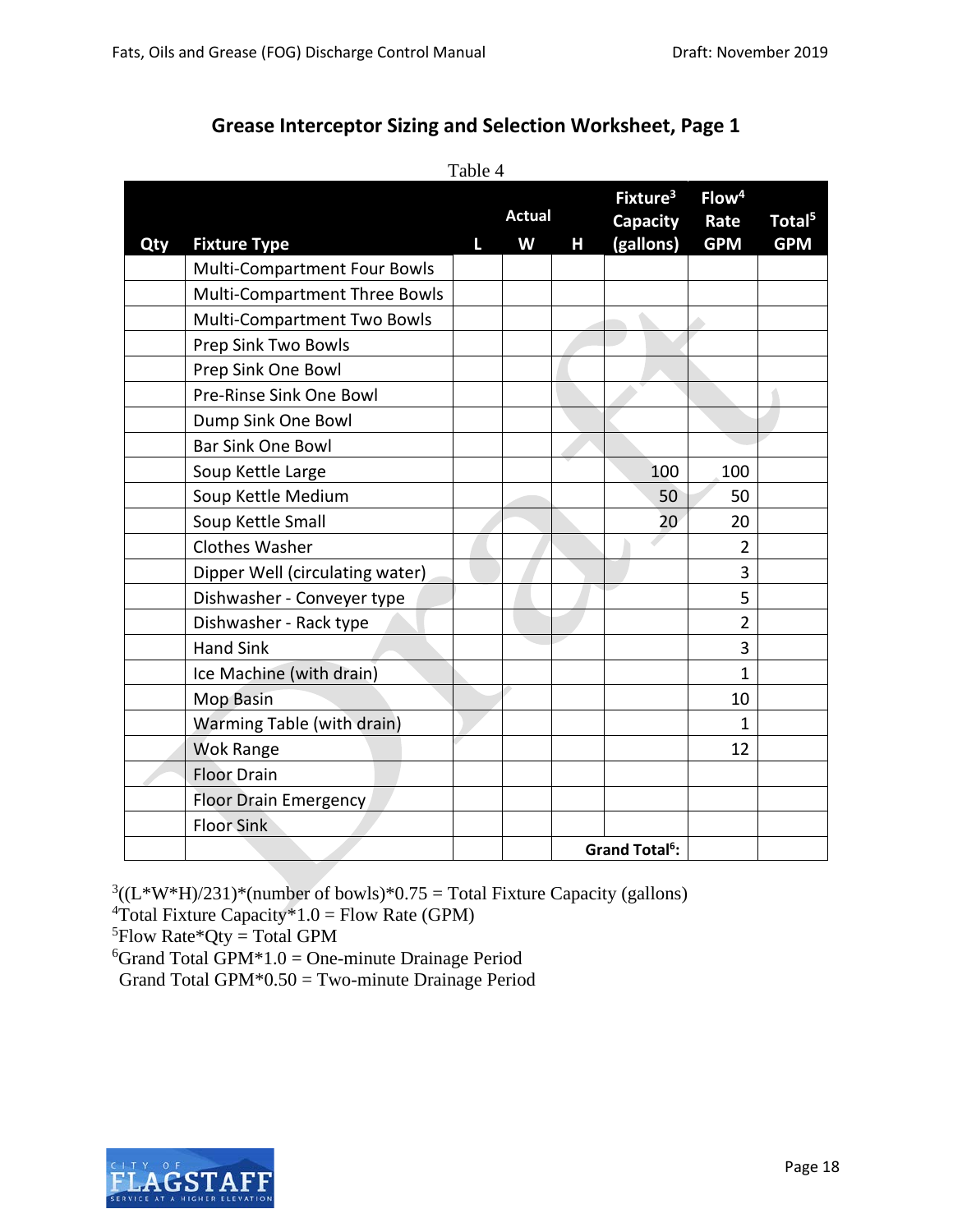## Grease Interceptor Sizing and Selection Worksheet, Page 1

Table 4

| Qty | Fixture Type | L | Actual W | H | Fixture[3] Capacity (gallons) | Flow[4] Rate GPM | Total[5] GPM |
|---|---|---|---|---|---|---|---|
| | Multi-Compartment Four Bowls | | | | | | |
| | Multi-Compartment Three Bowls | | | | | | |
| | Multi-Compartment Two Bowls | | | | | | |
| | Prep Sink Two Bowls | | | | | | |
| | Prep Sink One Bowl | | | | | | |
| | Pre-Rinse Sink One Bowl | | | | | | |
| | Dump Sink One Bowl | | | | | | |
| | Bar Sink One Bowl | | | | | | |
| | Soup Kettle Large | | | | 100 | 100 | |
| | Soup Kettle Medium | | | | 50 | 50 | |
| | Soup Kettle Small | | | | 20 | 20 | |
| | Clothes Washer | | | | | 2 | |
| | Dipper Well (circulating water) | | | | | 3 | |
| | Dishwasher - Conveyer type | | | | | 5 | |
| | Dishwasher - Rack type | | | | | 2 | |
| | Hand Sink | | | | | 3 | |
| | Ice Machine (with drain) | | | | | 1 | |
| | Mop Basin | | | | | 10 | |
| | Warming Table (with drain) | | | | | 1 | |
| | Wok Range | | | | | 12 | |
| | Floor Drain | | | | | | |
| | Floor Drain Emergency | | | | | | |
| | Floor Sink | | | | | | |
| | | | | | **Grand Total[6]:** | | |

[3]((L*W*H)/231)*(number of bowls)*0.75 = Total Fixture Capacity (gallons)
[4]Total Fixture Capacity*1.0 = Flow Rate (GPM)
[5]Flow Rate*Qty = Total GPM
[6]Grand Total GPM*1.0 = One-minute Drainage Period
Grand Total GPM*0.50 = Two-minute Drainage Period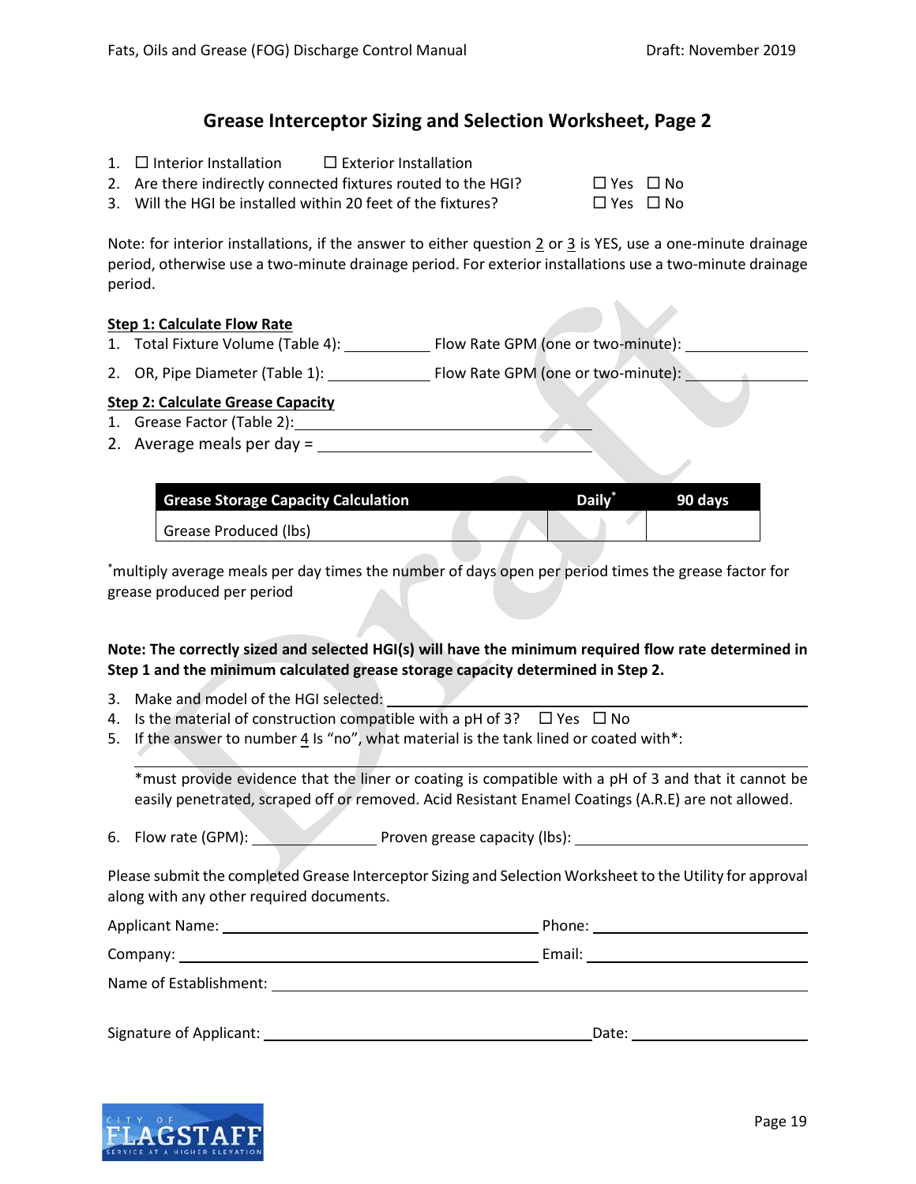## Grease Interceptor Sizing and Selection Worksheet, Page 2

1. ☐ Interior Installation ☐ Exterior Installation
2. Are there indirectly connected fixtures routed to the HGI? ☐ Yes ☐ No
3. Will the HGI be installed within 20 feet of the fixtures? ☐ Yes ☐ No

Note: for interior installations, if the answer to either question 2 or 3 is YES, use a one-minute drainage period, otherwise use a two-minute drainage period. For exterior installations use a two-minute drainage period.

**Step 1: Calculate Flow Rate**

1. Total Fixture Volume (Table 4): __________ Flow Rate GPM (one or two-minute): __________
2. OR, Pipe Diameter (Table 1): __________ Flow Rate GPM (one or two-minute): __________

**Step 2: Calculate Grease Capacity**

1. Grease Factor (Table 2): ____________________
2. Average meals per day = ____________________

| Grease Storage Capacity Calculation | Daily* | 90 days |
|---|---|---|
| Grease Produced (lbs) | | |

*multiply average meals per day times the number of days open per period times the grease factor for grease produced per period

**Note: The correctly sized and selected HGI(s) will have the minimum required flow rate determined in Step 1 and the minimum calculated grease storage capacity determined in Step 2.**

3. Make and model of the HGI selected: ____________________
4. Is the material of construction compatible with a pH of 3? ☐ Yes ☐ No
5. If the answer to number 4 Is "no", what material is the tank lined or coated with*:

   ____________________

   *must provide evidence that the liner or coating is compatible with a pH of 3 and that it cannot be easily penetrated, scraped off or removed. Acid Resistant Enamel Coatings (A.R.E) are not allowed.

6. Flow rate (GPM): __________ Proven grease capacity (lbs): __________

Please submit the completed Grease Interceptor Sizing and Selection Worksheet to the Utility for approval along with any other required documents.

Applicant Name: ____________________ Phone: ____________________

Company: ____________________ Email: ____________________

Name of Establishment: ____________________

Signature of Applicant: ____________________ Date: ____________________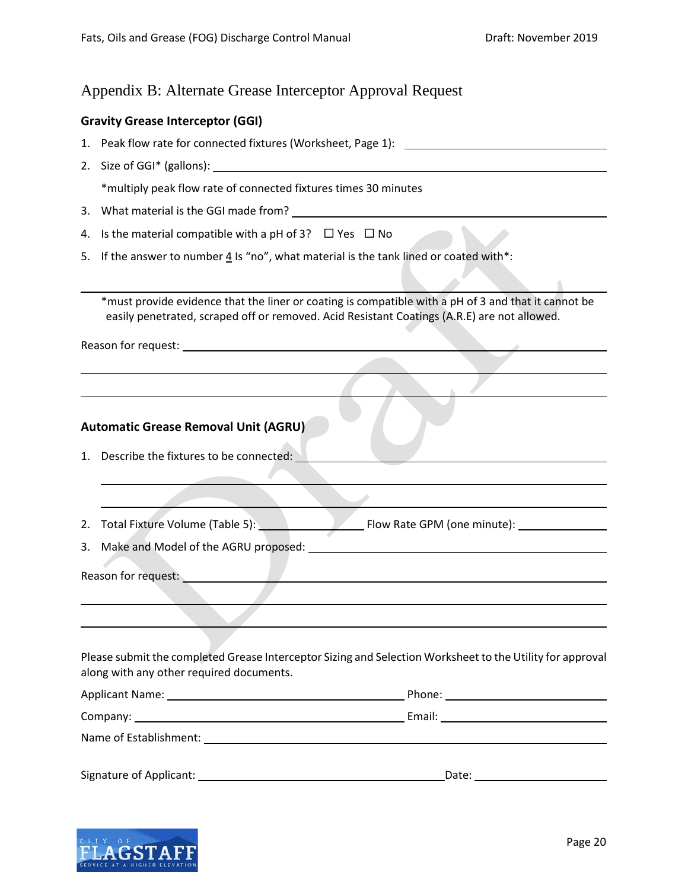## Appendix B: Alternate Grease Interceptor Approval Request

### Gravity Grease Interceptor (GGI)

1. Peak flow rate for connected fixtures (Worksheet, Page 1): ____________________
2. Size of GGI* (gallons): ____________________

   *multiply peak flow rate of connected fixtures times 30 minutes

3. What material is the GGI made from? ____________________
4. Is the material compatible with a pH of 3? ☐ Yes ☐ No
5. If the answer to number 4 Is "no", what material is the tank lined or coated with*:

____________________

*must provide evidence that the liner or coating is compatible with a pH of 3 and that it cannot be easily penetrated, scraped off or removed. Acid Resistant Coatings (A.R.E) are not allowed.

Reason for request: ____________________

____________________

____________________

### Automatic Grease Removal Unit (AGRU)

1. Describe the fixtures to be connected: ____________________

   ____________________

   ____________________

2. Total Fixture Volume (Table 5): ____________ Flow Rate GPM (one minute): ____________
3. Make and Model of the AGRU proposed: ____________________

Reason for request: ____________________

____________________

____________________

Please submit the completed Grease Interceptor Sizing and Selection Worksheet to the Utility for approval along with any other required documents.

Applicant Name: ____________________ Phone: ____________________

Company: ____________________ Email: ____________________

Name of Establishment: ____________________

Signature of Applicant: ____________________ Date: ____________________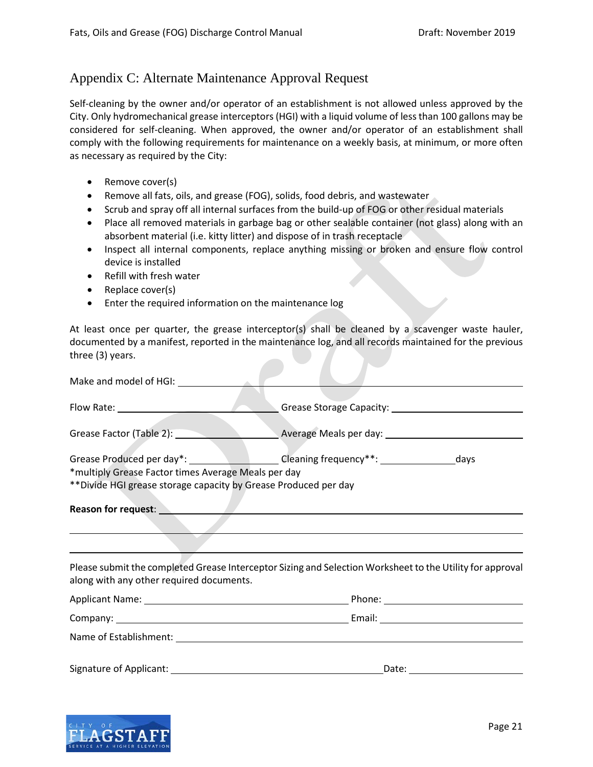## Appendix C: Alternate Maintenance Approval Request

Self-cleaning by the owner and/or operator of an establishment is not allowed unless approved by the City. Only hydromechanical grease interceptors (HGI) with a liquid volume of less than 100 gallons may be considered for self-cleaning. When approved, the owner and/or operator of an establishment shall comply with the following requirements for maintenance on a weekly basis, at minimum, or more often as necessary as required by the City:

- Remove cover(s)
- Remove all fats, oils, and grease (FOG), solids, food debris, and wastewater
- Scrub and spray off all internal surfaces from the build-up of FOG or other residual materials
- Place all removed materials in garbage bag or other sealable container (not glass) along with an absorbent material (i.e. kitty litter) and dispose of in trash receptacle
- Inspect all internal components, replace anything missing or broken and ensure flow control device is installed
- Refill with fresh water
- Replace cover(s)
- Enter the required information on the maintenance log

At least once per quarter, the grease interceptor(s) shall be cleaned by a scavenger waste hauler, documented by a manifest, reported in the maintenance log, and all records maintained for the previous three (3) years.

Make and model of HGI: ______________________________

Flow Rate: ______________ Grease Storage Capacity: ______________

Grease Factor (Table 2): ______________ Average Meals per day: ______________

Grease Produced per day*: ______________ Cleaning frequency**: ______________ days

*multiply Grease Factor times Average Meals per day

**Divide HGI grease storage capacity by Grease Produced per day

**Reason for request**: ______________________________

______________________________

______________________________

Please submit the completed Grease Interceptor Sizing and Selection Worksheet to the Utility for approval along with any other required documents.

Applicant Name: ______________________________ Phone: ______________

Company: ______________________________ Email: ______________

Name of Establishment: ______________________________

Signature of Applicant: ______________________________ Date: ______________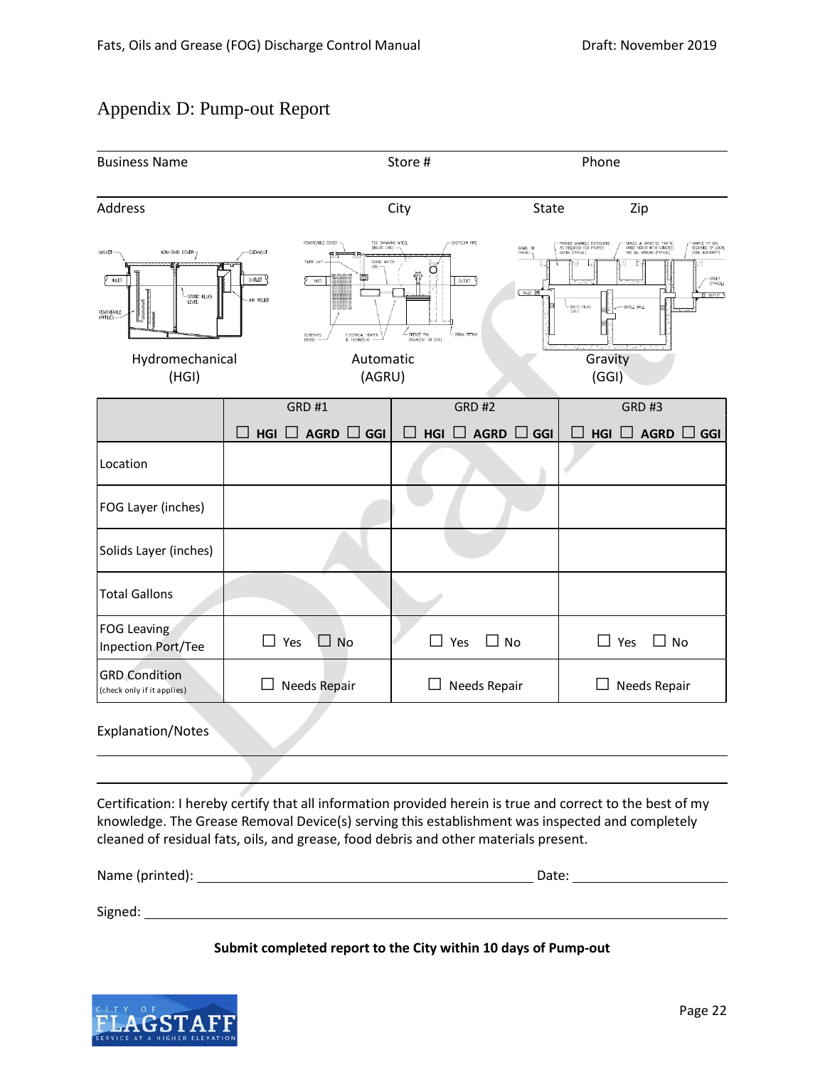# Appendix D: Pump-out Report

| Business Name | Store # | Phone |
|---|---|---|
| | | |

| Address | City | State | Zip |
|---|---|---|---|
| | | | |

Hydromechanical (HGI) | Automatic (AGRU) | Gravity (GGI)

| | GRD #1 ☐ HGI ☐ AGRD ☐ GGI | GRD #2 ☐ HGI ☐ AGRD ☐ GGI | GRD #3 ☐ HGI ☐ AGRD ☐ GGI |
|---|---|---|---|
| Location | | | |
| FOG Layer (inches) | | | |
| Solids Layer (inches) | | | |
| Total Gallons | | | |
| FOG Leaving Inpection Port/Tee | ☐ Yes ☐ No | ☐ Yes ☐ No | ☐ Yes ☐ No |
| GRD Condition (check only if it applies) | ☐ Needs Repair | ☐ Needs Repair | ☐ Needs Repair |

Explanation/Notes

______________________________________________________________________

______________________________________________________________________

Certification: I hereby certify that all information provided herein is true and correct to the best of my knowledge. The Grease Removal Device(s) serving this establishment was inspected and completely cleaned of residual fats, oils, and grease, food debris and other materials present.

Name (printed): ______________________________ Date: ______________

Signed: ______________________________________________

**Submit completed report to the City within 10 days of Pump-out**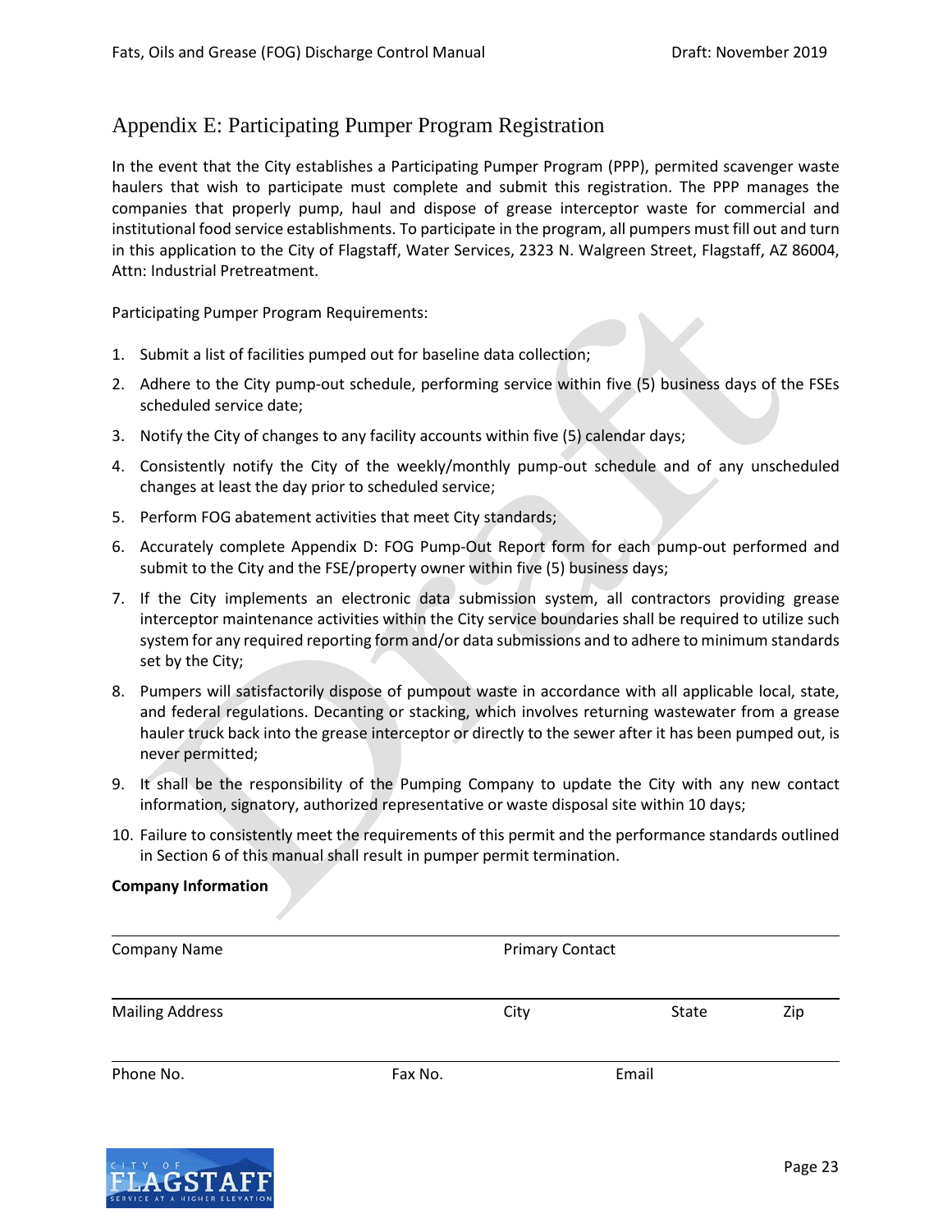# Appendix E: Participating Pumper Program Registration

In the event that the City establishes a Participating Pumper Program (PPP), permited scavenger waste haulers that wish to participate must complete and submit this registration. The PPP manages the companies that properly pump, haul and dispose of grease interceptor waste for commercial and institutional food service establishments. To participate in the program, all pumpers must fill out and turn in this application to the City of Flagstaff, Water Services, 2323 N. Walgreen Street, Flagstaff, AZ 86004, Attn: Industrial Pretreatment.

Participating Pumper Program Requirements:

1. Submit a list of facilities pumped out for baseline data collection;
2. Adhere to the City pump-out schedule, performing service within five (5) business days of the FSEs scheduled service date;
3. Notify the City of changes to any facility accounts within five (5) calendar days;
4. Consistently notify the City of the weekly/monthly pump-out schedule and of any unscheduled changes at least the day prior to scheduled service;
5. Perform FOG abatement activities that meet City standards;
6. Accurately complete Appendix D: FOG Pump-Out Report form for each pump-out performed and submit to the City and the FSE/property owner within five (5) business days;
7. If the City implements an electronic data submission system, all contractors providing grease interceptor maintenance activities within the City service boundaries shall be required to utilize such system for any required reporting form and/or data submissions and to adhere to minimum standards set by the City;
8. Pumpers will satisfactorily dispose of pumpout waste in accordance with all applicable local, state, and federal regulations. Decanting or stacking, which involves returning wastewater from a grease hauler truck back into the grease interceptor or directly to the sewer after it has been pumped out, is never permitted;
9. It shall be the responsibility of the Pumping Company to update the City with any new contact information, signatory, authorized representative or waste disposal site within 10 days;
10. Failure to consistently meet the requirements of this permit and the performance standards outlined in Section 6 of this manual shall result in pumper permit termination.

**Company Information**

Company Name ____________________ Primary Contact ____________________

Mailing Address ____________________ City ____________ State ______ Zip ______

Phone No. ____________ Fax No. ____________ Email ____________________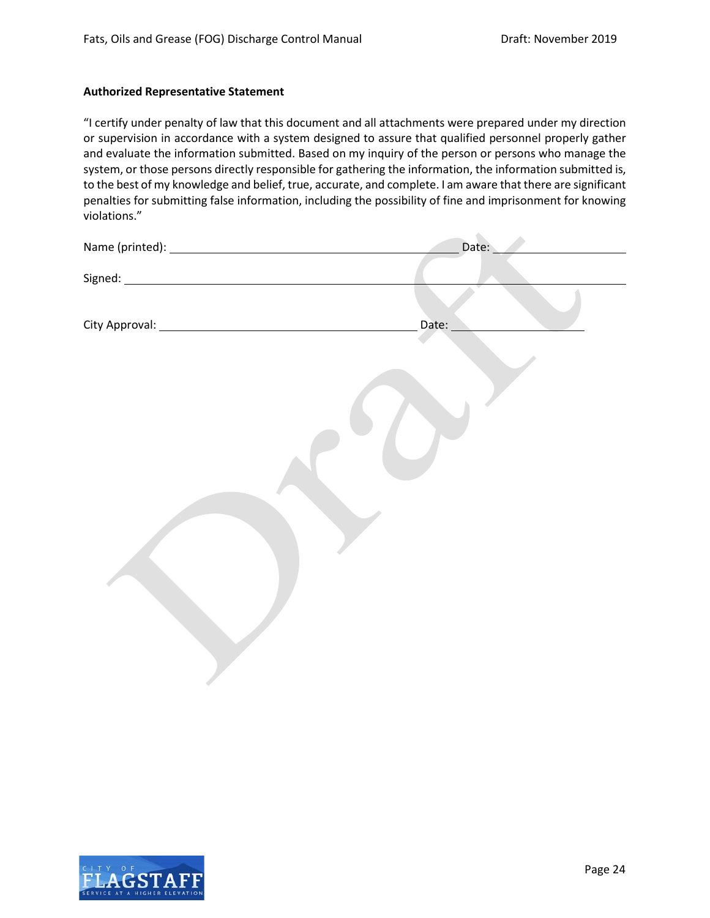**Authorized Representative Statement**

"I certify under penalty of law that this document and all attachments were prepared under my direction or supervision in accordance with a system designed to assure that qualified personnel properly gather and evaluate the information submitted. Based on my inquiry of the person or persons who manage the system, or those persons directly responsible for gathering the information, the information submitted is, to the best of my knowledge and belief, true, accurate, and complete. I am aware that there are significant penalties for submitting false information, including the possibility of fine and imprisonment for knowing violations."

Name (printed): ______________________________ Date: ______________

Signed: ______________________________________________

City Approval: ______________________________ Date: ______________